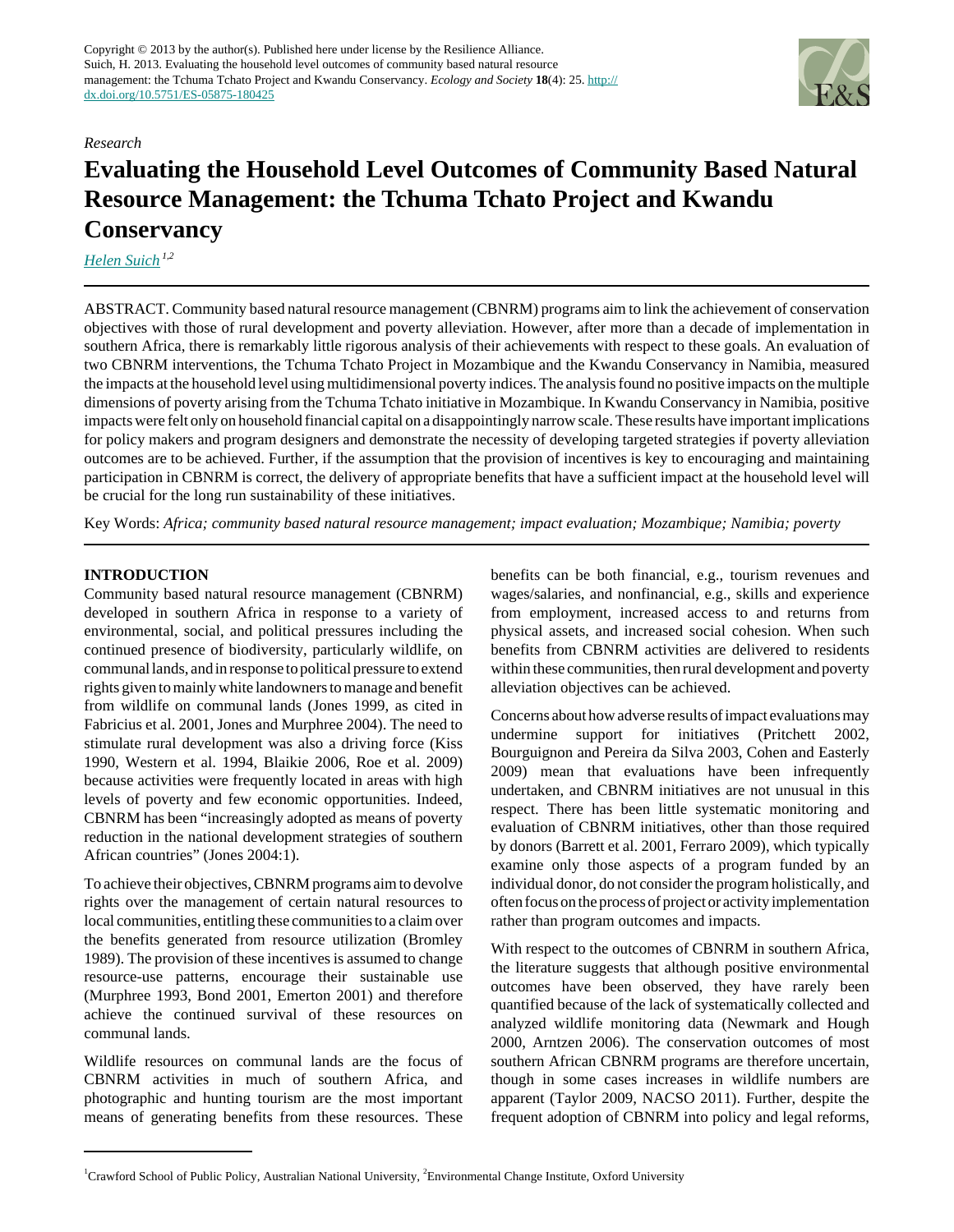Copyright © 2013 by the author(s). Published here under license by the Resilience Alliance.
Suich, H. 2013. Evaluating the household level outcomes of community based natural resource management: the Tchuma Tchato Project and Kwandu Conservancy. *Ecology and Society* **18**(4): 25. http://dx.doi.org/10.5751/ES-05875-180425

*Research*

# Evaluating the Household Level Outcomes of Community Based Natural Resource Management: the Tchuma Tchato Project and Kwandu Conservancy

*Helen Suich* [1,2]

ABSTRACT. Community based natural resource management (CBNRM) programs aim to link the achievement of conservation objectives with those of rural development and poverty alleviation. However, after more than a decade of implementation in southern Africa, there is remarkably little rigorous analysis of their achievements with respect to these goals. An evaluation of two CBNRM interventions, the Tchuma Tchato Project in Mozambique and the Kwandu Conservancy in Namibia, measured the impacts at the household level using multidimensional poverty indices. The analysis found no positive impacts on the multiple dimensions of poverty arising from the Tchuma Tchato initiative in Mozambique. In Kwandu Conservancy in Namibia, positive impacts were felt only on household financial capital on a disappointingly narrow scale. These results have important implications for policy makers and program designers and demonstrate the necessity of developing targeted strategies if poverty alleviation outcomes are to be achieved. Further, if the assumption that the provision of incentives is key to encouraging and maintaining participation in CBNRM is correct, the delivery of appropriate benefits that have a sufficient impact at the household level will be crucial for the long run sustainability of these initiatives.

Key Words: *Africa; community based natural resource management; impact evaluation; Mozambique; Namibia; poverty*

## INTRODUCTION

Community based natural resource management (CBNRM) developed in southern Africa in response to a variety of environmental, social, and political pressures including the continued presence of biodiversity, particularly wildlife, on communal lands, and in response to political pressure to extend rights given to mainly white landowners to manage and benefit from wildlife on communal lands (Jones 1999, as cited in Fabricius et al. 2001, Jones and Murphree 2004). The need to stimulate rural development was also a driving force (Kiss 1990, Western et al. 1994, Blaikie 2006, Roe et al. 2009) because activities were frequently located in areas with high levels of poverty and few economic opportunities. Indeed, CBNRM has been "increasingly adopted as means of poverty reduction in the national development strategies of southern African countries" (Jones 2004:1).

To achieve their objectives, CBNRM programs aim to devolve rights over the management of certain natural resources to local communities, entitling these communities to a claim over the benefits generated from resource utilization (Bromley 1989). The provision of these incentives is assumed to change resource-use patterns, encourage their sustainable use (Murphree 1993, Bond 2001, Emerton 2001) and therefore achieve the continued survival of these resources on communal lands.

Wildlife resources on communal lands are the focus of CBNRM activities in much of southern Africa, and photographic and hunting tourism are the most important means of generating benefits from these resources. These benefits can be both financial, e.g., tourism revenues and wages/salaries, and nonfinancial, e.g., skills and experience from employment, increased access to and returns from physical assets, and increased social cohesion. When such benefits from CBNRM activities are delivered to residents within these communities, then rural development and poverty alleviation objectives can be achieved.

Concerns about how adverse results of impact evaluations may undermine support for initiatives (Pritchett 2002, Bourguignon and Pereira da Silva 2003, Cohen and Easterly 2009) mean that evaluations have been infrequently undertaken, and CBNRM initiatives are not unusual in this respect. There has been little systematic monitoring and evaluation of CBNRM initiatives, other than those required by donors (Barrett et al. 2001, Ferraro 2009), which typically examine only those aspects of a program funded by an individual donor, do not consider the program holistically, and often focus on the process of project or activity implementation rather than program outcomes and impacts.

With respect to the outcomes of CBNRM in southern Africa, the literature suggests that although positive environmental outcomes have been observed, they have rarely been quantified because of the lack of systematically collected and analyzed wildlife monitoring data (Newmark and Hough 2000, Arntzen 2006). The conservation outcomes of most southern African CBNRM programs are therefore uncertain, though in some cases increases in wildlife numbers are apparent (Taylor 2009, NACSO 2011). Further, despite the frequent adoption of CBNRM into policy and legal reforms,

[1] Crawford School of Public Policy, Australian National University, [2] Environmental Change Institute, Oxford University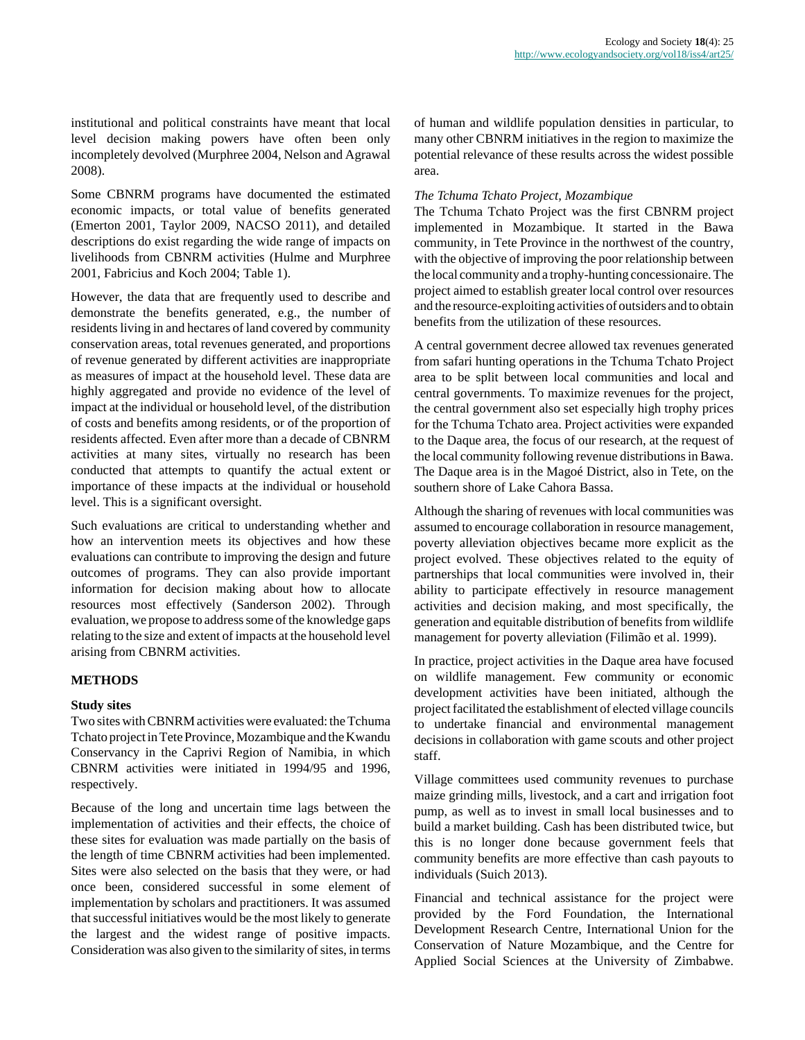institutional and political constraints have meant that local level decision making powers have often been only incompletely devolved (Murphree 2004, Nelson and Agrawal 2008).

Some CBNRM programs have documented the estimated economic impacts, or total value of benefits generated (Emerton 2001, Taylor 2009, NACSO 2011), and detailed descriptions do exist regarding the wide range of impacts on livelihoods from CBNRM activities (Hulme and Murphree 2001, Fabricius and Koch 2004; Table 1).

However, the data that are frequently used to describe and demonstrate the benefits generated, e.g., the number of residents living in and hectares of land covered by community conservation areas, total revenues generated, and proportions of revenue generated by different activities are inappropriate as measures of impact at the household level. These data are highly aggregated and provide no evidence of the level of impact at the individual or household level, of the distribution of costs and benefits among residents, or of the proportion of residents affected. Even after more than a decade of CBNRM activities at many sites, virtually no research has been conducted that attempts to quantify the actual extent or importance of these impacts at the individual or household level. This is a significant oversight.

Such evaluations are critical to understanding whether and how an intervention meets its objectives and how these evaluations can contribute to improving the design and future outcomes of programs. They can also provide important information for decision making about how to allocate resources most effectively (Sanderson 2002). Through evaluation, we propose to address some of the knowledge gaps relating to the size and extent of impacts at the household level arising from CBNRM activities.

## METHODS

### Study sites

Two sites with CBNRM activities were evaluated: the Tchuma Tchato project in Tete Province, Mozambique and the Kwandu Conservancy in the Caprivi Region of Namibia, in which CBNRM activities were initiated in 1994/95 and 1996, respectively.

Because of the long and uncertain time lags between the implementation of activities and their effects, the choice of these sites for evaluation was made partially on the basis of the length of time CBNRM activities had been implemented. Sites were also selected on the basis that they were, or had once been, considered successful in some element of implementation by scholars and practitioners. It was assumed that successful initiatives would be the most likely to generate the largest and the widest range of positive impacts. Consideration was also given to the similarity of sites, in terms of human and wildlife population densities in particular, to many other CBNRM initiatives in the region to maximize the potential relevance of these results across the widest possible area.

*The Tchuma Tchato Project, Mozambique*

The Tchuma Tchato Project was the first CBNRM project implemented in Mozambique. It started in the Bawa community, in Tete Province in the northwest of the country, with the objective of improving the poor relationship between the local community and a trophy-hunting concessionaire. The project aimed to establish greater local control over resources and the resource-exploiting activities of outsiders and to obtain benefits from the utilization of these resources.

A central government decree allowed tax revenues generated from safari hunting operations in the Tchuma Tchato Project area to be split between local communities and local and central governments. To maximize revenues for the project, the central government also set especially high trophy prices for the Tchuma Tchato area. Project activities were expanded to the Daque area, the focus of our research, at the request of the local community following revenue distributions in Bawa. The Daque area is in the Magoé District, also in Tete, on the southern shore of Lake Cahora Bassa.

Although the sharing of revenues with local communities was assumed to encourage collaboration in resource management, poverty alleviation objectives became more explicit as the project evolved. These objectives related to the equity of partnerships that local communities were involved in, their ability to participate effectively in resource management activities and decision making, and most specifically, the generation and equitable distribution of benefits from wildlife management for poverty alleviation (Filimão et al. 1999).

In practice, project activities in the Daque area have focused on wildlife management. Few community or economic development activities have been initiated, although the project facilitated the establishment of elected village councils to undertake financial and environmental management decisions in collaboration with game scouts and other project staff.

Village committees used community revenues to purchase maize grinding mills, livestock, and a cart and irrigation foot pump, as well as to invest in small local businesses and to build a market building. Cash has been distributed twice, but this is no longer done because government feels that community benefits are more effective than cash payouts to individuals (Suich 2013).

Financial and technical assistance for the project were provided by the Ford Foundation, the International Development Research Centre, International Union for the Conservation of Nature Mozambique, and the Centre for Applied Social Sciences at the University of Zimbabwe.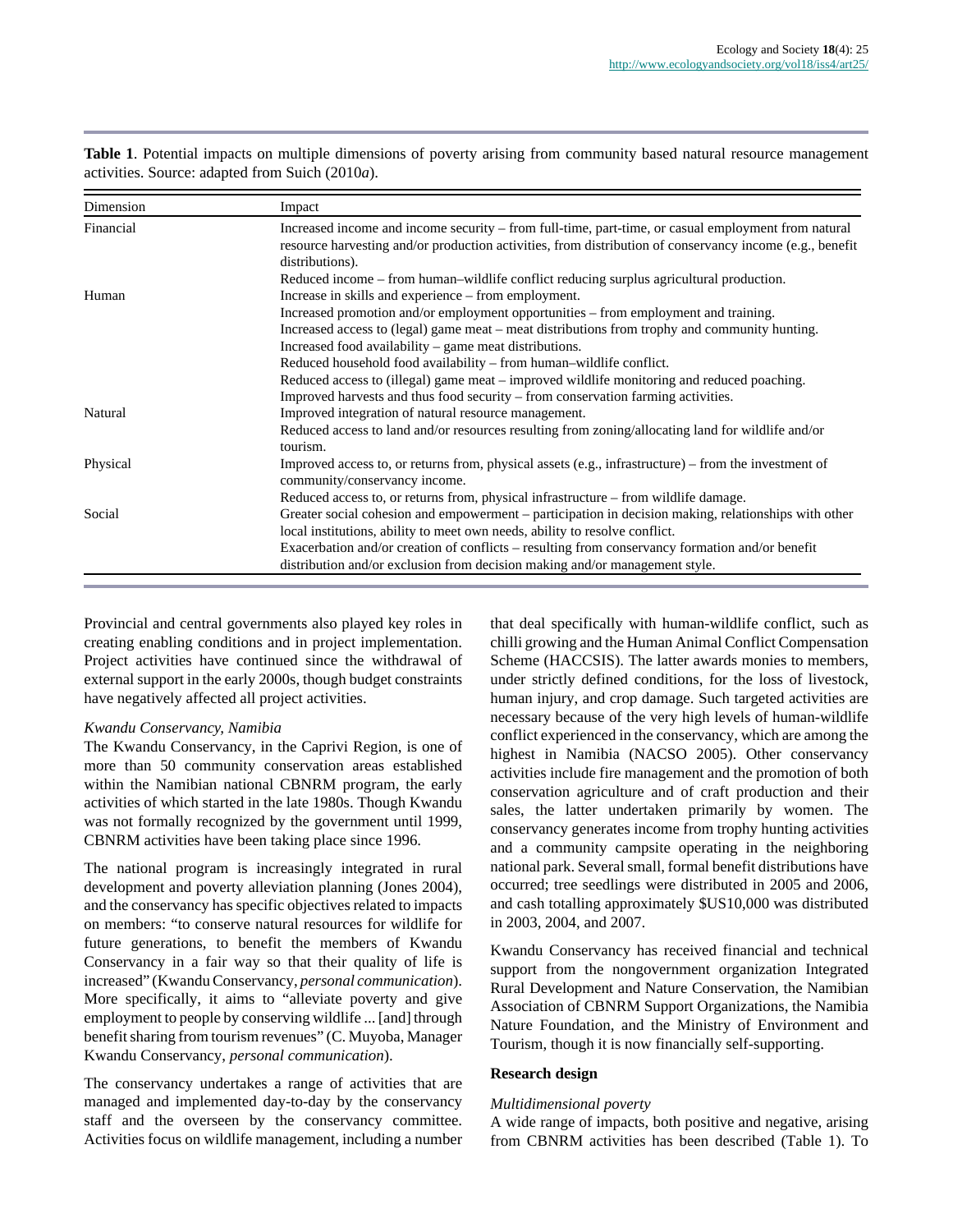**Table 1**. Potential impacts on multiple dimensions of poverty arising from community based natural resource management activities. Source: adapted from Suich (2010*a*).

| Dimension | Impact |
| --- | --- |
| Financial | Increased income and income security – from full-time, part-time, or casual employment from natural resource harvesting and/or production activities, from distribution of conservancy income (e.g., benefit distributions). |
| | Reduced income – from human–wildlife conflict reducing surplus agricultural production. |
| Human | Increase in skills and experience – from employment. |
| | Increased promotion and/or employment opportunities – from employment and training. |
| | Increased access to (legal) game meat – meat distributions from trophy and community hunting. |
| | Increased food availability – game meat distributions. |
| | Reduced household food availability – from human–wildlife conflict. |
| | Reduced access to (illegal) game meat – improved wildlife monitoring and reduced poaching. |
| | Improved harvests and thus food security – from conservation farming activities. |
| Natural | Improved integration of natural resource management. |
| | Reduced access to land and/or resources resulting from zoning/allocating land for wildlife and/or tourism. |
| Physical | Improved access to, or returns from, physical assets (e.g., infrastructure) – from the investment of community/conservancy income. |
| | Reduced access to, or returns from, physical infrastructure – from wildlife damage. |
| Social | Greater social cohesion and empowerment – participation in decision making, relationships with other local institutions, ability to meet own needs, ability to resolve conflict. |
| | Exacerbation and/or creation of conflicts – resulting from conservancy formation and/or benefit distribution and/or exclusion from decision making and/or management style. |

Provincial and central governments also played key roles in creating enabling conditions and in project implementation. Project activities have continued since the withdrawal of external support in the early 2000s, though budget constraints have negatively affected all project activities.

*Kwandu Conservancy, Namibia*

The Kwandu Conservancy, in the Caprivi Region, is one of more than 50 community conservation areas established within the Namibian national CBNRM program, the early activities of which started in the late 1980s. Though Kwandu was not formally recognized by the government until 1999, CBNRM activities have been taking place since 1996.

The national program is increasingly integrated in rural development and poverty alleviation planning (Jones 2004), and the conservancy has specific objectives related to impacts on members: "to conserve natural resources for wildlife for future generations, to benefit the members of Kwandu Conservancy in a fair way so that their quality of life is increased" (Kwandu Conservancy, *personal communication*). More specifically, it aims to "alleviate poverty and give employment to people by conserving wildlife ... [and] through benefit sharing from tourism revenues" (C. Muyoba, Manager Kwandu Conservancy, *personal communication*).

The conservancy undertakes a range of activities that are managed and implemented day-to-day by the conservancy staff and the overseen by the conservancy committee. Activities focus on wildlife management, including a number that deal specifically with human-wildlife conflict, such as chilli growing and the Human Animal Conflict Compensation Scheme (HACCSIS). The latter awards monies to members, under strictly defined conditions, for the loss of livestock, human injury, and crop damage. Such targeted activities are necessary because of the very high levels of human-wildlife conflict experienced in the conservancy, which are among the highest in Namibia (NACSO 2005). Other conservancy activities include fire management and the promotion of both conservation agriculture and of craft production and their sales, the latter undertaken primarily by women. The conservancy generates income from trophy hunting activities and a community campsite operating in the neighboring national park. Several small, formal benefit distributions have occurred; tree seedlings were distributed in 2005 and 2006, and cash totalling approximately $US10,000 was distributed in 2003, 2004, and 2007.

Kwandu Conservancy has received financial and technical support from the nongovernment organization Integrated Rural Development and Nature Conservation, the Namibian Association of CBNRM Support Organizations, the Namibia Nature Foundation, and the Ministry of Environment and Tourism, though it is now financially self-supporting.

## Research design

*Multidimensional poverty*

A wide range of impacts, both positive and negative, arising from CBNRM activities has been described (Table 1). To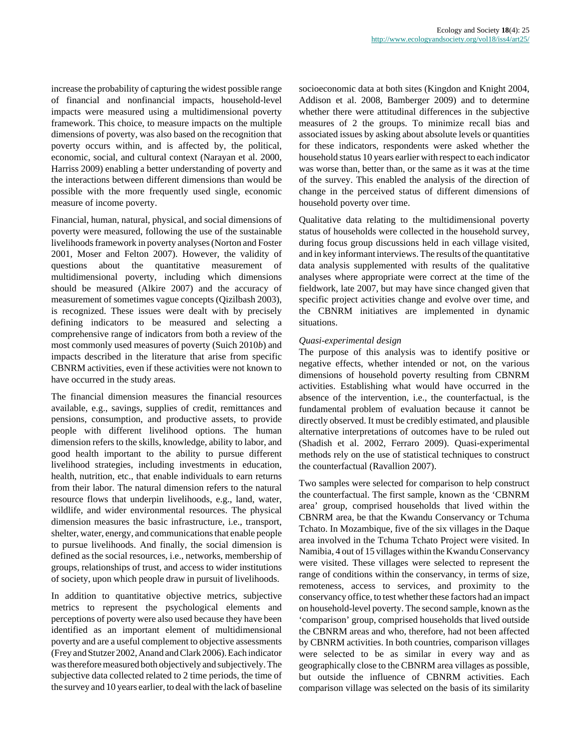increase the probability of capturing the widest possible range of financial and nonfinancial impacts, household-level impacts were measured using a multidimensional poverty framework. This choice, to measure impacts on the multiple dimensions of poverty, was also based on the recognition that poverty occurs within, and is affected by, the political, economic, social, and cultural context (Narayan et al. 2000, Harriss 2009) enabling a better understanding of poverty and the interactions between different dimensions than would be possible with the more frequently used single, economic measure of income poverty.

Financial, human, natural, physical, and social dimensions of poverty were measured, following the use of the sustainable livelihoods framework in poverty analyses (Norton and Foster 2001, Moser and Felton 2007). However, the validity of questions about the quantitative measurement of multidimensional poverty, including which dimensions should be measured (Alkire 2007) and the accuracy of measurement of sometimes vague concepts (Qizilbash 2003), is recognized. These issues were dealt with by precisely defining indicators to be measured and selecting a comprehensive range of indicators from both a review of the most commonly used measures of poverty (Suich 2010*b*) and impacts described in the literature that arise from specific CBNRM activities, even if these activities were not known to have occurred in the study areas.

The financial dimension measures the financial resources available, e.g., savings, supplies of credit, remittances and pensions, consumption, and productive assets, to provide people with different livelihood options. The human dimension refers to the skills, knowledge, ability to labor, and good health important to the ability to pursue different livelihood strategies, including investments in education, health, nutrition, etc., that enable individuals to earn returns from their labor. The natural dimension refers to the natural resource flows that underpin livelihoods, e.g., land, water, wildlife, and wider environmental resources. The physical dimension measures the basic infrastructure, i.e., transport, shelter, water, energy, and communications that enable people to pursue livelihoods. And finally, the social dimension is defined as the social resources, i.e., networks, membership of groups, relationships of trust, and access to wider institutions of society, upon which people draw in pursuit of livelihoods.

In addition to quantitative objective metrics, subjective metrics to represent the psychological elements and perceptions of poverty were also used because they have been identified as an important element of multidimensional poverty and are a useful complement to objective assessments (Frey and Stutzer 2002, Anand and Clark 2006). Each indicator was therefore measured both objectively and subjectively. The subjective data collected related to 2 time periods, the time of the survey and 10 years earlier, to deal with the lack of baseline socioeconomic data at both sites (Kingdon and Knight 2004, Addison et al. 2008, Bamberger 2009) and to determine whether there were attitudinal differences in the subjective measures of 2 the groups. To minimize recall bias and associated issues by asking about absolute levels or quantities for these indicators, respondents were asked whether the household status 10 years earlier with respect to each indicator was worse than, better than, or the same as it was at the time of the survey. This enabled the analysis of the direction of change in the perceived status of different dimensions of household poverty over time.

Qualitative data relating to the multidimensional poverty status of households were collected in the household survey, during focus group discussions held in each village visited, and in key informant interviews. The results of the quantitative data analysis supplemented with results of the qualitative analyses where appropriate were correct at the time of the fieldwork, late 2007, but may have since changed given that specific project activities change and evolve over time, and the CBNRM initiatives are implemented in dynamic situations.

*Quasi-experimental design*

The purpose of this analysis was to identify positive or negative effects, whether intended or not, on the various dimensions of household poverty resulting from CBNRM activities. Establishing what would have occurred in the absence of the intervention, i.e., the counterfactual, is the fundamental problem of evaluation because it cannot be directly observed. It must be credibly estimated, and plausible alternative interpretations of outcomes have to be ruled out (Shadish et al. 2002, Ferraro 2009). Quasi-experimental methods rely on the use of statistical techniques to construct the counterfactual (Ravallion 2007).

Two samples were selected for comparison to help construct the counterfactual. The first sample, known as the 'CBNRM area' group, comprised households that lived within the CBNRM area, be that the Kwandu Conservancy or Tchuma Tchato. In Mozambique, five of the six villages in the Daque area involved in the Tchuma Tchato Project were visited. In Namibia, 4 out of 15 villages within the Kwandu Conservancy were visited. These villages were selected to represent the range of conditions within the conservancy, in terms of size, remoteness, access to services, and proximity to the conservancy office, to test whether these factors had an impact on household-level poverty. The second sample, known as the 'comparison' group, comprised households that lived outside the CBNRM areas and who, therefore, had not been affected by CBNRM activities. In both countries, comparison villages were selected to be as similar in every way and as geographically close to the CBNRM area villages as possible, but outside the influence of CBNRM activities. Each comparison village was selected on the basis of its similarity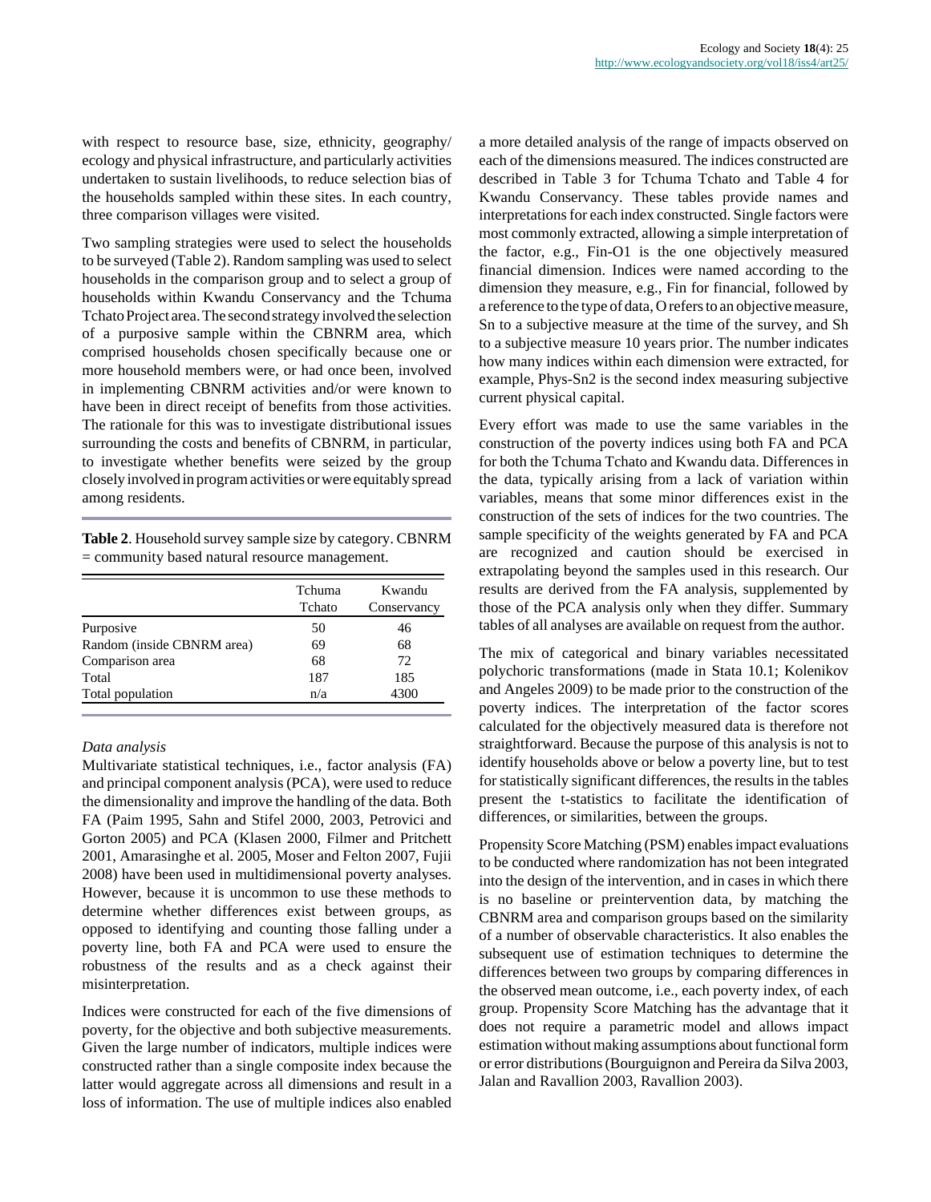with respect to resource base, size, ethnicity, geography/ecology and physical infrastructure, and particularly activities undertaken to sustain livelihoods, to reduce selection bias of the households sampled within these sites. In each country, three comparison villages were visited.

Two sampling strategies were used to select the households to be surveyed (Table 2). Random sampling was used to select households in the comparison group and to select a group of households within Kwandu Conservancy and the Tchuma Tchato Project area. The second strategy involved the selection of a purposive sample within the CBNRM area, which comprised households chosen specifically because one or more household members were, or had once been, involved in implementing CBNRM activities and/or were known to have been in direct receipt of benefits from those activities. The rationale for this was to investigate distributional issues surrounding the costs and benefits of CBNRM, in particular, to investigate whether benefits were seized by the group closely involved in program activities or were equitably spread among residents.

**Table 2**. Household survey sample size by category. CBNRM = community based natural resource management.

| | Tchuma Tchato | Kwandu Conservancy |
|---|---|---|
| Purposive | 50 | 46 |
| Random (inside CBNRM area) | 69 | 68 |
| Comparison area | 68 | 72 |
| Total | 187 | 185 |
| Total population | n/a | 4300 |

### *Data analysis*

Multivariate statistical techniques, i.e., factor analysis (FA) and principal component analysis (PCA), were used to reduce the dimensionality and improve the handling of the data. Both FA (Paim 1995, Sahn and Stifel 2000, 2003, Petrovici and Gorton 2005) and PCA (Klasen 2000, Filmer and Pritchett 2001, Amarasinghe et al. 2005, Moser and Felton 2007, Fujii 2008) have been used in multidimensional poverty analyses. However, because it is uncommon to use these methods to determine whether differences exist between groups, as opposed to identifying and counting those falling under a poverty line, both FA and PCA were used to ensure the robustness of the results and as a check against their misinterpretation.

Indices were constructed for each of the five dimensions of poverty, for the objective and both subjective measurements. Given the large number of indicators, multiple indices were constructed rather than a single composite index because the latter would aggregate across all dimensions and result in a loss of information. The use of multiple indices also enabled a more detailed analysis of the range of impacts observed on each of the dimensions measured. The indices constructed are described in Table 3 for Tchuma Tchato and Table 4 for Kwandu Conservancy. These tables provide names and interpretations for each index constructed. Single factors were most commonly extracted, allowing a simple interpretation of the factor, e.g., Fin-O1 is the one objectively measured financial dimension. Indices were named according to the dimension they measure, e.g., Fin for financial, followed by a reference to the type of data, O refers to an objective measure, Sn to a subjective measure at the time of the survey, and Sh to a subjective measure 10 years prior. The number indicates how many indices within each dimension were extracted, for example, Phys-Sn2 is the second index measuring subjective current physical capital.

Every effort was made to use the same variables in the construction of the poverty indices using both FA and PCA for both the Tchuma Tchato and Kwandu data. Differences in the data, typically arising from a lack of variation within variables, means that some minor differences exist in the construction of the sets of indices for the two countries. The sample specificity of the weights generated by FA and PCA are recognized and caution should be exercised in extrapolating beyond the samples used in this research. Our results are derived from the FA analysis, supplemented by those of the PCA analysis only when they differ. Summary tables of all analyses are available on request from the author.

The mix of categorical and binary variables necessitated polychoric transformations (made in Stata 10.1; Kolenikov and Angeles 2009) to be made prior to the construction of the poverty indices. The interpretation of the factor scores calculated for the objectively measured data is therefore not straightforward. Because the purpose of this analysis is not to identify households above or below a poverty line, but to test for statistically significant differences, the results in the tables present the t-statistics to facilitate the identification of differences, or similarities, between the groups.

Propensity Score Matching (PSM) enables impact evaluations to be conducted where randomization has not been integrated into the design of the intervention, and in cases in which there is no baseline or preintervention data, by matching the CBNRM area and comparison groups based on the similarity of a number of observable characteristics. It also enables the subsequent use of estimation techniques to determine the differences between two groups by comparing differences in the observed mean outcome, i.e., each poverty index, of each group. Propensity Score Matching has the advantage that it does not require a parametric model and allows impact estimation without making assumptions about functional form or error distributions (Bourguignon and Pereira da Silva 2003, Jalan and Ravallion 2003, Ravallion 2003).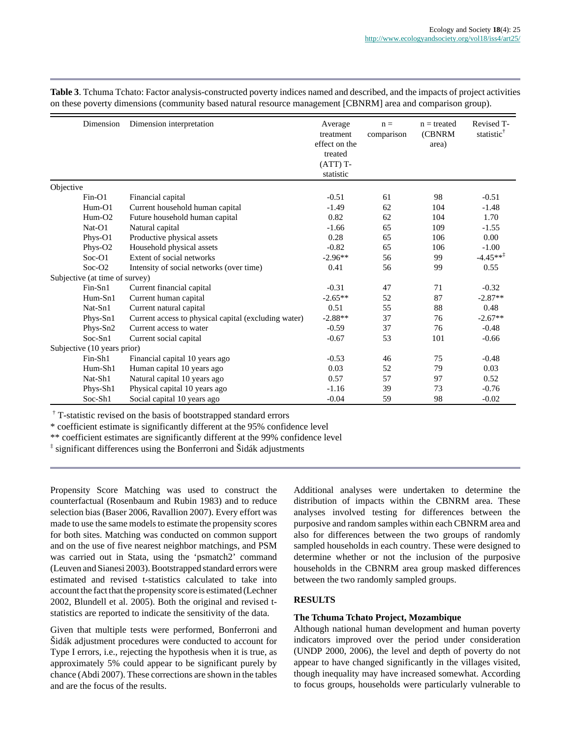**Table 3**. Tchuma Tchato: Factor analysis-constructed poverty indices named and described, and the impacts of project activities on these poverty dimensions (community based natural resource management [CBNRM] area and comparison group).

| Dimension | Dimension interpretation | Average treatment effect on the treated (ATT) T-statistic | n = comparison | n = treated (CBNRM area) | Revised T-statistic[†] |
|---|---|---|---|---|---|
| Objective | | | | | |
| Fin-O1 | Financial capital | -0.51 | 61 | 98 | -0.51 |
| Hum-O1 | Current household human capital | -1.49 | 62 | 104 | -1.48 |
| Hum-O2 | Future household human capital | 0.82 | 62 | 104 | 1.70 |
| Nat-O1 | Natural capital | -1.66 | 65 | 109 | -1.55 |
| Phys-O1 | Productive physical assets | 0.28 | 65 | 106 | 0.00 |
| Phys-O2 | Household physical assets | -0.82 | 65 | 106 | -1.00 |
| Soc-O1 | Extent of social networks | -2.96** | 56 | 99 | -4.45**[‡] |
| Soc-O2 | Intensity of social networks (over time) | 0.41 | 56 | 99 | 0.55 |
| Subjective (at time of survey) | | | | | |
| Fin-Sn1 | Current financial capital | -0.31 | 47 | 71 | -0.32 |
| Hum-Sn1 | Current human capital | -2.65** | 52 | 87 | -2.87** |
| Nat-Sn1 | Current natural capital | 0.51 | 55 | 88 | 0.48 |
| Phys-Sn1 | Current access to physical capital (excluding water) | -2.88** | 37 | 76 | -2.67** |
| Phys-Sn2 | Current access to water | -0.59 | 37 | 76 | -0.48 |
| Soc-Sn1 | Current social capital | -0.67 | 53 | 101 | -0.66 |
| Subjective (10 years prior) | | | | | |
| Fin-Sh1 | Financial capital 10 years ago | -0.53 | 46 | 75 | -0.48 |
| Hum-Sh1 | Human capital 10 years ago | 0.03 | 52 | 79 | 0.03 |
| Nat-Sh1 | Natural capital 10 years ago | 0.57 | 57 | 97 | 0.52 |
| Phys-Sh1 | Physical capital 10 years ago | -1.16 | 39 | 73 | -0.76 |
| Soc-Sh1 | Social capital 10 years ago | -0.04 | 59 | 98 | -0.02 |

[†] T-statistic revised on the basis of bootstrapped standard errors

\* coefficient estimate is significantly different at the 95% confidence level

** coefficient estimates are significantly different at the 99% confidence level

[‡] significant differences using the Bonferroni and Šidák adjustments

Propensity Score Matching was used to construct the counterfactual (Rosenbaum and Rubin 1983) and to reduce selection bias (Baser 2006, Ravallion 2007). Every effort was made to use the same models to estimate the propensity scores for both sites. Matching was conducted on common support and on the use of five nearest neighbor matchings, and PSM was carried out in Stata, using the 'psmatch2' command (Leuven and Sianesi 2003). Bootstrapped standard errors were estimated and revised t-statistics calculated to take into account the fact that the propensity score is estimated (Lechner 2002, Blundell et al. 2005). Both the original and revised t-statistics are reported to indicate the sensitivity of the data.

Given that multiple tests were performed, Bonferroni and Šidák adjustment procedures were conducted to account for Type I errors, i.e., rejecting the hypothesis when it is true, as approximately 5% could appear to be significant purely by chance (Abdi 2007). These corrections are shown in the tables and are the focus of the results.

Additional analyses were undertaken to determine the distribution of impacts within the CBNRM area. These analyses involved testing for differences between the purposive and random samples within each CBNRM area and also for differences between the two groups of randomly sampled households in each country. These were designed to determine whether or not the inclusion of the purposive households in the CBNRM area group masked differences between the two randomly sampled groups.

## RESULTS

### The Tchuma Tchato Project, Mozambique

Although national human development and human poverty indicators improved over the period under consideration (UNDP 2000, 2006), the level and depth of poverty do not appear to have changed significantly in the villages visited, though inequality may have increased somewhat. According to focus groups, households were particularly vulnerable to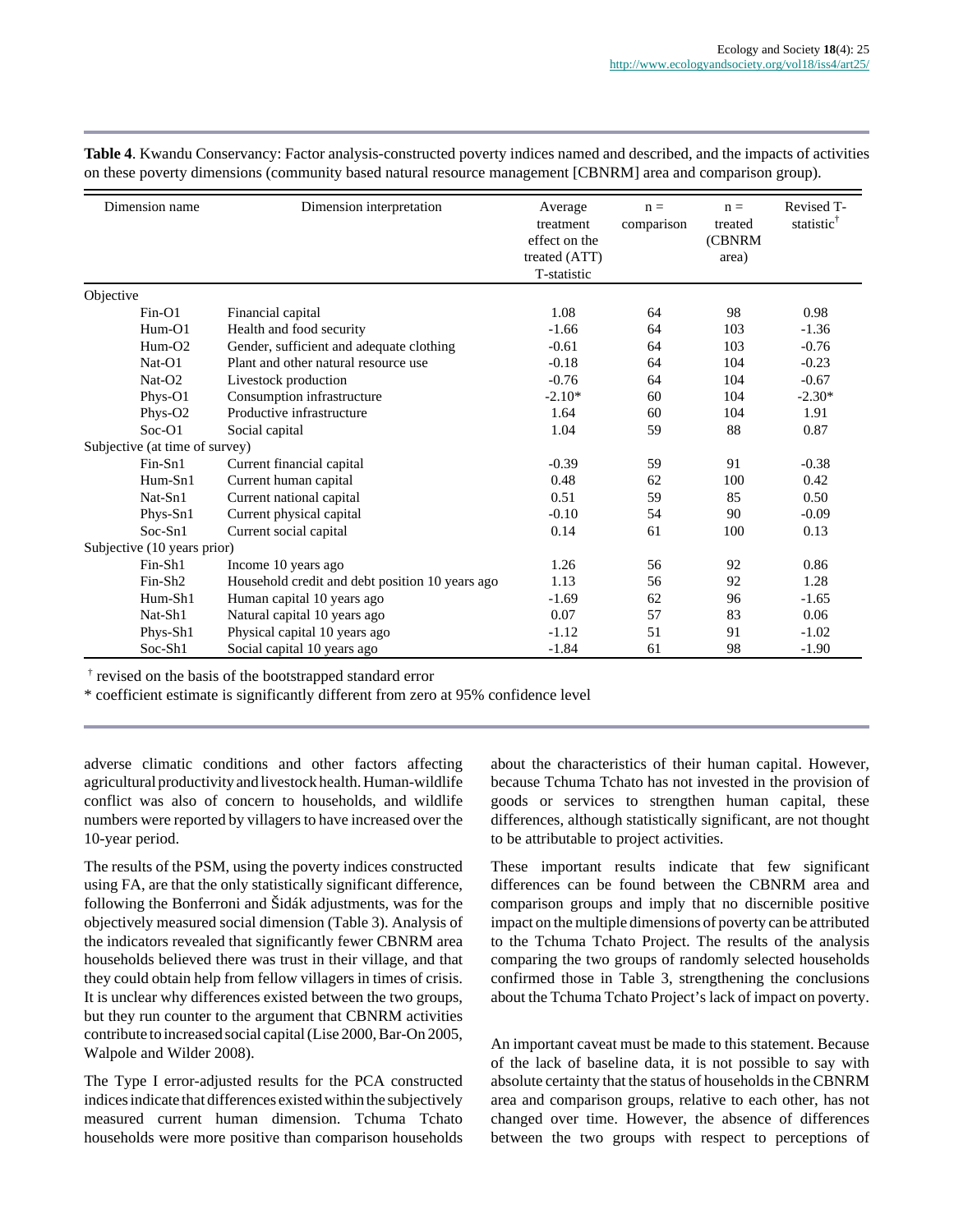**Table 4**. Kwandu Conservancy: Factor analysis-constructed poverty indices named and described, and the impacts of activities on these poverty dimensions (community based natural resource management [CBNRM] area and comparison group).

| Dimension name | Dimension interpretation | Average treatment effect on the treated (ATT) T-statistic | n = comparison | n = treated (CBNRM area) | Revised T-statistic[†] |
|---|---|---|---|---|---|
| Objective | | | | | |
| Fin-O1 | Financial capital | 1.08 | 64 | 98 | 0.98 |
| Hum-O1 | Health and food security | -1.66 | 64 | 103 | -1.36 |
| Hum-O2 | Gender, sufficient and adequate clothing | -0.61 | 64 | 103 | -0.76 |
| Nat-O1 | Plant and other natural resource use | -0.18 | 64 | 104 | -0.23 |
| Nat-O2 | Livestock production | -0.76 | 64 | 104 | -0.67 |
| Phys-O1 | Consumption infrastructure | -2.10* | 60 | 104 | -2.30* |
| Phys-O2 | Productive infrastructure | 1.64 | 60 | 104 | 1.91 |
| Soc-O1 | Social capital | 1.04 | 59 | 88 | 0.87 |
| Subjective (at time of survey) | | | | | |
| Fin-Sn1 | Current financial capital | -0.39 | 59 | 91 | -0.38 |
| Hum-Sn1 | Current human capital | 0.48 | 62 | 100 | 0.42 |
| Nat-Sn1 | Current national capital | 0.51 | 59 | 85 | 0.50 |
| Phys-Sn1 | Current physical capital | -0.10 | 54 | 90 | -0.09 |
| Soc-Sn1 | Current social capital | 0.14 | 61 | 100 | 0.13 |
| Subjective (10 years prior) | | | | | |
| Fin-Sh1 | Income 10 years ago | 1.26 | 56 | 92 | 0.86 |
| Fin-Sh2 | Household credit and debt position 10 years ago | 1.13 | 56 | 92 | 1.28 |
| Hum-Sh1 | Human capital 10 years ago | -1.69 | 62 | 96 | -1.65 |
| Nat-Sh1 | Natural capital 10 years ago | 0.07 | 57 | 83 | 0.06 |
| Phys-Sh1 | Physical capital 10 years ago | -1.12 | 51 | 91 | -1.02 |
| Soc-Sh1 | Social capital 10 years ago | -1.84 | 61 | 98 | -1.90 |

[†] revised on the basis of the bootstrapped standard error

* coefficient estimate is significantly different from zero at 95% confidence level

adverse climatic conditions and other factors affecting agricultural productivity and livestock health. Human-wildlife conflict was also of concern to households, and wildlife numbers were reported by villagers to have increased over the 10-year period.

The results of the PSM, using the poverty indices constructed using FA, are that the only statistically significant difference, following the Bonferroni and Šidák adjustments, was for the objectively measured social dimension (Table 3). Analysis of the indicators revealed that significantly fewer CBNRM area households believed there was trust in their village, and that they could obtain help from fellow villagers in times of crisis. It is unclear why differences existed between the two groups, but they run counter to the argument that CBNRM activities contribute to increased social capital (Lise 2000, Bar-On 2005, Walpole and Wilder 2008).

The Type I error-adjusted results for the PCA constructed indices indicate that differences existed within the subjectively measured current human dimension. Tchuma Tchato households were more positive than comparison households about the characteristics of their human capital. However, because Tchuma Tchato has not invested in the provision of goods or services to strengthen human capital, these differences, although statistically significant, are not thought to be attributable to project activities.

These important results indicate that few significant differences can be found between the CBNRM area and comparison groups and imply that no discernible positive impact on the multiple dimensions of poverty can be attributed to the Tchuma Tchato Project. The results of the analysis comparing the two groups of randomly selected households confirmed those in Table 3, strengthening the conclusions about the Tchuma Tchato Project's lack of impact on poverty.

An important caveat must be made to this statement. Because of the lack of baseline data, it is not possible to say with absolute certainty that the status of households in the CBNRM area and comparison groups, relative to each other, has not changed over time. However, the absence of differences between the two groups with respect to perceptions of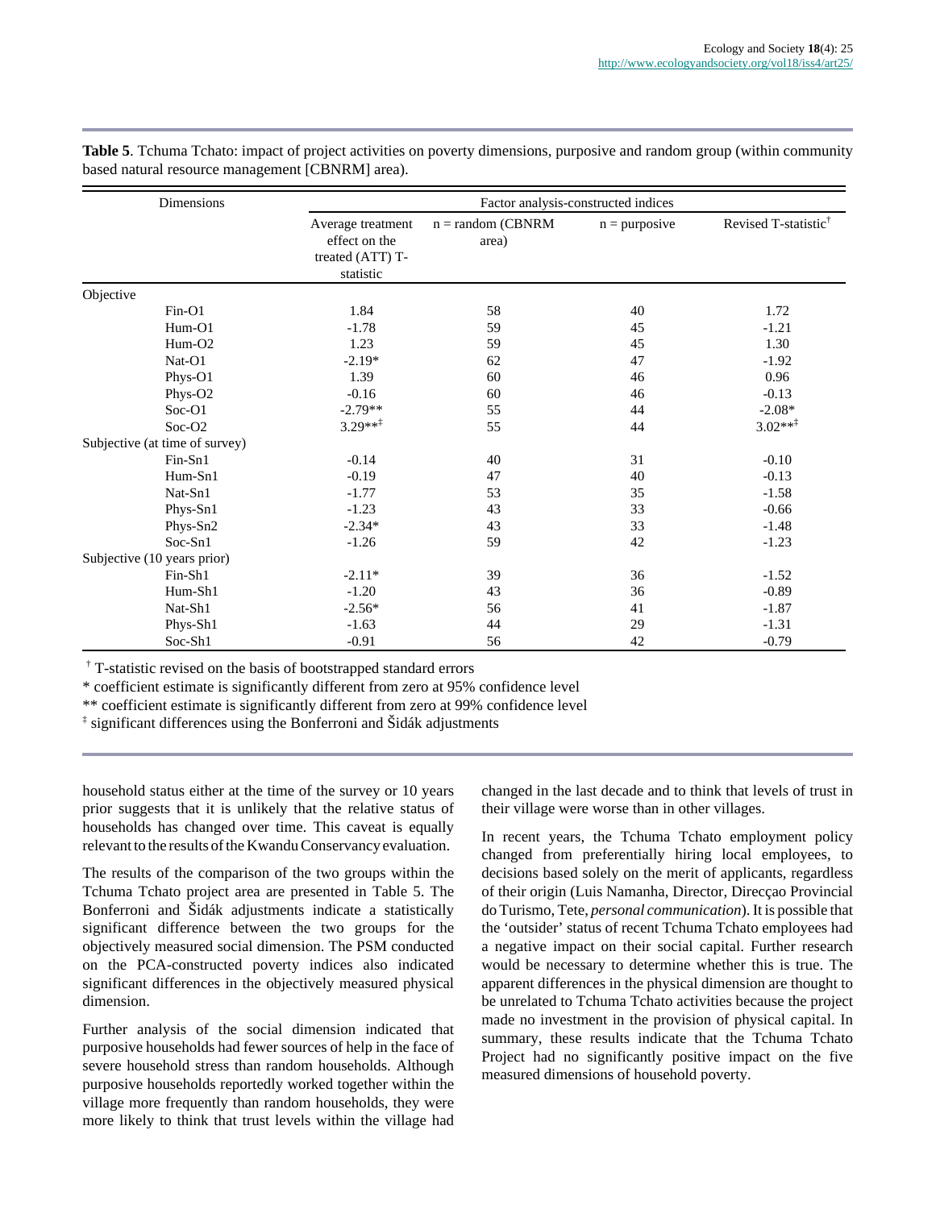**Table 5**. Tchuma Tchato: impact of project activities on poverty dimensions, purposive and random group (within community based natural resource management [CBNRM] area).

| Dimensions | Factor analysis-constructed indices | | | |
|---|---|---|---|---|
| | Average treatment effect on the treated (ATT) T-statistic | n = random (CBNRM area) | n = purposive | Revised T-statistic† |
| Objective | | | | |
| Fin-O1 | 1.84 | 58 | 40 | 1.72 |
| Hum-O1 | -1.78 | 59 | 45 | -1.21 |
| Hum-O2 | 1.23 | 59 | 45 | 1.30 |
| Nat-O1 | -2.19* | 62 | 47 | -1.92 |
| Phys-O1 | 1.39 | 60 | 46 | 0.96 |
| Phys-O2 | -0.16 | 60 | 46 | -0.13 |
| Soc-O1 | -2.79** | 55 | 44 | -2.08* |
| Soc-O2 | 3.29**‡ | 55 | 44 | 3.02**‡ |
| Subjective (at time of survey) | | | | |
| Fin-Sn1 | -0.14 | 40 | 31 | -0.10 |
| Hum-Sn1 | -0.19 | 47 | 40 | -0.13 |
| Nat-Sn1 | -1.77 | 53 | 35 | -1.58 |
| Phys-Sn1 | -1.23 | 43 | 33 | -0.66 |
| Phys-Sn2 | -2.34* | 43 | 33 | -1.48 |
| Soc-Sn1 | -1.26 | 59 | 42 | -1.23 |
| Subjective (10 years prior) | | | | |
| Fin-Sh1 | -2.11* | 39 | 36 | -1.52 |
| Hum-Sh1 | -1.20 | 43 | 36 | -0.89 |
| Nat-Sh1 | -2.56* | 56 | 41 | -1.87 |
| Phys-Sh1 | -1.63 | 44 | 29 | -1.31 |
| Soc-Sh1 | -0.91 | 56 | 42 | -0.79 |

† T-statistic revised on the basis of bootstrapped standard errors

* coefficient estimate is significantly different from zero at 95% confidence level

** coefficient estimate is significantly different from zero at 99% confidence level

‡ significant differences using the Bonferroni and Šidák adjustments

household status either at the time of the survey or 10 years prior suggests that it is unlikely that the relative status of households has changed over time. This caveat is equally relevant to the results of the Kwandu Conservancy evaluation.

The results of the comparison of the two groups within the Tchuma Tchato project area are presented in Table 5. The Bonferroni and Šidák adjustments indicate a statistically significant difference between the two groups for the objectively measured social dimension. The PSM conducted on the PCA-constructed poverty indices also indicated significant differences in the objectively measured physical dimension.

Further analysis of the social dimension indicated that purposive households had fewer sources of help in the face of severe household stress than random households. Although purposive households reportedly worked together within the village more frequently than random households, they were more likely to think that trust levels within the village had changed in the last decade and to think that levels of trust in their village were worse than in other villages.

In recent years, the Tchuma Tchato employment policy changed from preferentially hiring local employees, to decisions based solely on the merit of applicants, regardless of their origin (Luis Namanha, Director, Direcçao Provincial do Turismo, Tete, *personal communication*). It is possible that the 'outsider' status of recent Tchuma Tchato employees had a negative impact on their social capital. Further research would be necessary to determine whether this is true. The apparent differences in the physical dimension are thought to be unrelated to Tchuma Tchato activities because the project made no investment in the provision of physical capital. In summary, these results indicate that the Tchuma Tchato Project had no significantly positive impact on the five measured dimensions of household poverty.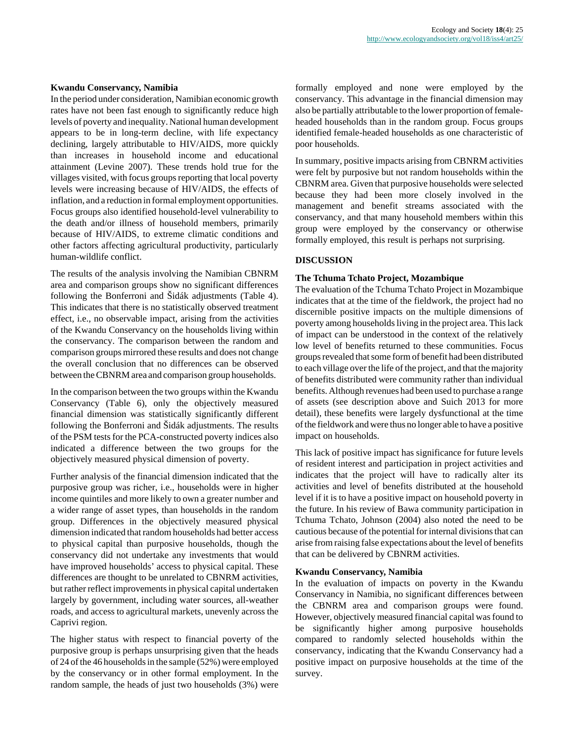### Kwandu Conservancy, Namibia

In the period under consideration, Namibian economic growth rates have not been fast enough to significantly reduce high levels of poverty and inequality. National human development appears to be in long-term decline, with life expectancy declining, largely attributable to HIV/AIDS, more quickly than increases in household income and educational attainment (Levine 2007). These trends hold true for the villages visited, with focus groups reporting that local poverty levels were increasing because of HIV/AIDS, the effects of inflation, and a reduction in formal employment opportunities. Focus groups also identified household-level vulnerability to the death and/or illness of household members, primarily because of HIV/AIDS, to extreme climatic conditions and other factors affecting agricultural productivity, particularly human-wildlife conflict.

The results of the analysis involving the Namibian CBNRM area and comparison groups show no significant differences following the Bonferroni and Šidák adjustments (Table 4). This indicates that there is no statistically observed treatment effect, i.e., no observable impact, arising from the activities of the Kwandu Conservancy on the households living within the conservancy. The comparison between the random and comparison groups mirrored these results and does not change the overall conclusion that no differences can be observed between the CBNRM area and comparison group households.

In the comparison between the two groups within the Kwandu Conservancy (Table 6), only the objectively measured financial dimension was statistically significantly different following the Bonferroni and Šidák adjustments. The results of the PSM tests for the PCA-constructed poverty indices also indicated a difference between the two groups for the objectively measured physical dimension of poverty.

Further analysis of the financial dimension indicated that the purposive group was richer, i.e., households were in higher income quintiles and more likely to own a greater number and a wider range of asset types, than households in the random group. Differences in the objectively measured physical dimension indicated that random households had better access to physical capital than purposive households, though the conservancy did not undertake any investments that would have improved households' access to physical capital. These differences are thought to be unrelated to CBNRM activities, but rather reflect improvements in physical capital undertaken largely by government, including water sources, all-weather roads, and access to agricultural markets, unevenly across the Caprivi region.

The higher status with respect to financial poverty of the purposive group is perhaps unsurprising given that the heads of 24 of the 46 households in the sample (52%) were employed by the conservancy or in other formal employment. In the random sample, the heads of just two households (3%) were formally employed and none were employed by the conservancy. This advantage in the financial dimension may also be partially attributable to the lower proportion of female-headed households than in the random group. Focus groups identified female-headed households as one characteristic of poor households.

In summary, positive impacts arising from CBNRM activities were felt by purposive but not random households within the CBNRM area. Given that purposive households were selected because they had been more closely involved in the management and benefit streams associated with the conservancy, and that many household members within this group were employed by the conservancy or otherwise formally employed, this result is perhaps not surprising.

## DISCUSSION

### The Tchuma Tchato Project, Mozambique

The evaluation of the Tchuma Tchato Project in Mozambique indicates that at the time of the fieldwork, the project had no discernible positive impacts on the multiple dimensions of poverty among households living in the project area. This lack of impact can be understood in the context of the relatively low level of benefits returned to these communities. Focus groups revealed that some form of benefit had been distributed to each village over the life of the project, and that the majority of benefits distributed were community rather than individual benefits. Although revenues had been used to purchase a range of assets (see description above and Suich 2013 for more detail), these benefits were largely dysfunctional at the time of the fieldwork and were thus no longer able to have a positive impact on households.

This lack of positive impact has significance for future levels of resident interest and participation in project activities and indicates that the project will have to radically alter its activities and level of benefits distributed at the household level if it is to have a positive impact on household poverty in the future. In his review of Bawa community participation in Tchuma Tchato, Johnson (2004) also noted the need to be cautious because of the potential for internal divisions that can arise from raising false expectations about the level of benefits that can be delivered by CBNRM activities.

### Kwandu Conservancy, Namibia

In the evaluation of impacts on poverty in the Kwandu Conservancy in Namibia, no significant differences between the CBNRM area and comparison groups were found. However, objectively measured financial capital was found to be significantly higher among purposive households compared to randomly selected households within the conservancy, indicating that the Kwandu Conservancy had a positive impact on purposive households at the time of the survey.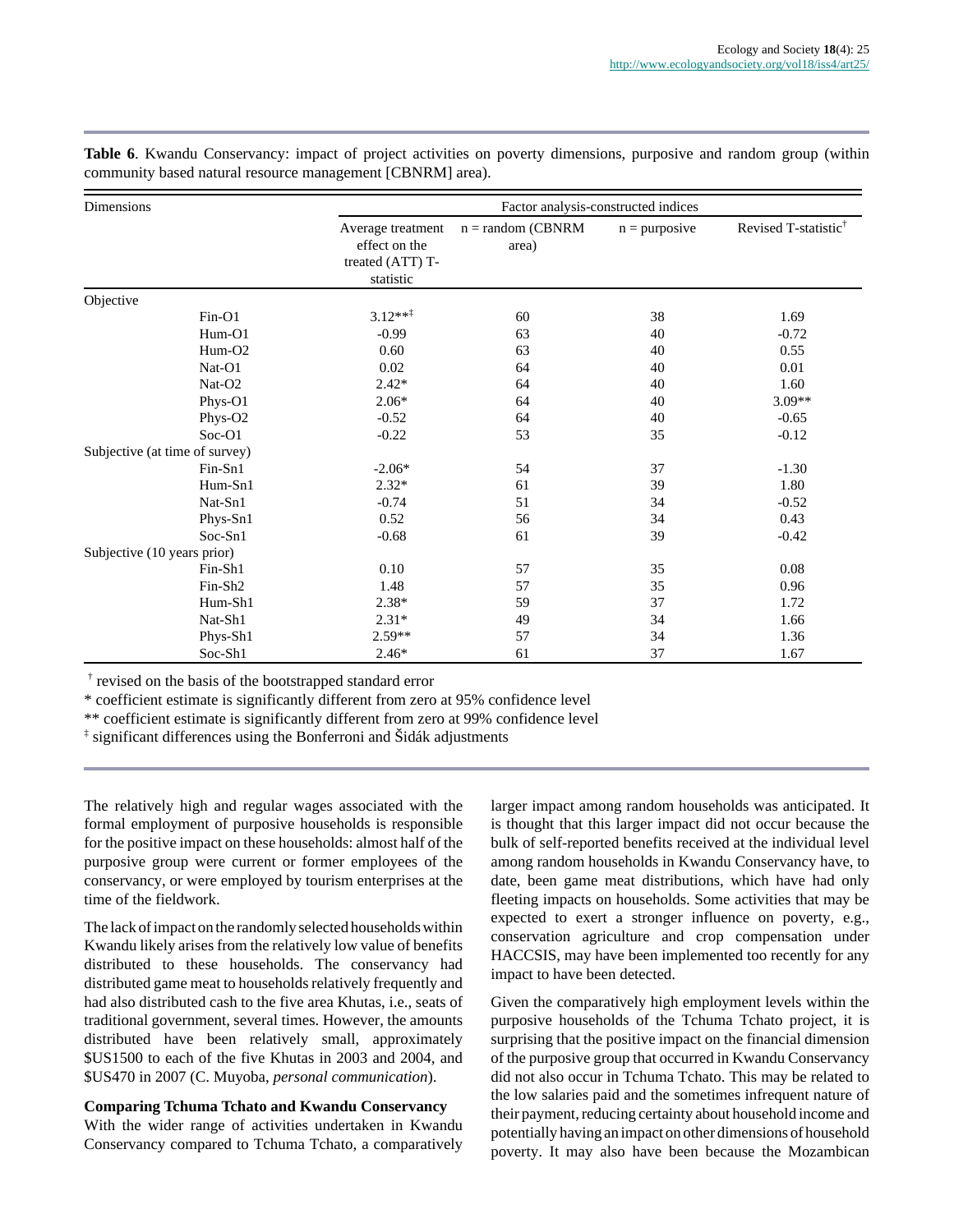**Table 6**. Kwandu Conservancy: impact of project activities on poverty dimensions, purposive and random group (within community based natural resource management [CBNRM] area).

| Dimensions | | Factor analysis-constructed indices | | | |
|---|---|---|---|---|---|
| | | Average treatment effect on the treated (ATT) T-statistic | n = random (CBNRM area) | n = purposive | Revised T-statistic[†] |
| Objective | | | | | |
| | Fin-O1 | 3.12**[‡] | 60 | 38 | 1.69 |
| | Hum-O1 | -0.99 | 63 | 40 | -0.72 |
| | Hum-O2 | 0.60 | 63 | 40 | 0.55 |
| | Nat-O1 | 0.02 | 64 | 40 | 0.01 |
| | Nat-O2 | 2.42* | 64 | 40 | 1.60 |
| | Phys-O1 | 2.06* | 64 | 40 | 3.09** |
| | Phys-O2 | -0.52 | 64 | 40 | -0.65 |
| | Soc-O1 | -0.22 | 53 | 35 | -0.12 |
| Subjective (at time of survey) | | | | | |
| | Fin-Sn1 | -2.06* | 54 | 37 | -1.30 |
| | Hum-Sn1 | 2.32* | 61 | 39 | 1.80 |
| | Nat-Sn1 | -0.74 | 51 | 34 | -0.52 |
| | Phys-Sn1 | 0.52 | 56 | 34 | 0.43 |
| | Soc-Sn1 | -0.68 | 61 | 39 | -0.42 |
| Subjective (10 years prior) | | | | | |
| | Fin-Sh1 | 0.10 | 57 | 35 | 0.08 |
| | Fin-Sh2 | 1.48 | 57 | 35 | 0.96 |
| | Hum-Sh1 | 2.38* | 59 | 37 | 1.72 |
| | Nat-Sh1 | 2.31* | 49 | 34 | 1.66 |
| | Phys-Sh1 | 2.59** | 57 | 34 | 1.36 |
| | Soc-Sh1 | 2.46* | 61 | 37 | 1.67 |

[†] revised on the basis of the bootstrapped standard error
* coefficient estimate is significantly different from zero at 95% confidence level
** coefficient estimate is significantly different from zero at 99% confidence level
[‡] significant differences using the Bonferroni and Šidák adjustments

The relatively high and regular wages associated with the formal employment of purposive households is responsible for the positive impact on these households: almost half of the purposive group were current or former employees of the conservancy, or were employed by tourism enterprises at the time of the fieldwork.

The lack of impact on the randomly selected households within Kwandu likely arises from the relatively low value of benefits distributed to these households. The conservancy had distributed game meat to households relatively frequently and had also distributed cash to the five area Khutas, i.e., seats of traditional government, several times. However, the amounts distributed have been relatively small, approximately $US1500 to each of the five Khutas in 2003 and 2004, and $US470 in 2007 (C. Muyoba, *personal communication*).

**Comparing Tchuma Tchato and Kwandu Conservancy**

With the wider range of activities undertaken in Kwandu Conservancy compared to Tchuma Tchato, a comparatively larger impact among random households was anticipated. It is thought that this larger impact did not occur because the bulk of self-reported benefits received at the individual level among random households in Kwandu Conservancy have, to date, been game meat distributions, which have had only fleeting impacts on households. Some activities that may be expected to exert a stronger influence on poverty, e.g., conservation agriculture and crop compensation under HACCSIS, may have been implemented too recently for any impact to have been detected.

Given the comparatively high employment levels within the purposive households of the Tchuma Tchato project, it is surprising that the positive impact on the financial dimension of the purposive group that occurred in Kwandu Conservancy did not also occur in Tchuma Tchato. This may be related to the low salaries paid and the sometimes infrequent nature of their payment, reducing certainty about household income and potentially having an impact on other dimensions of household poverty. It may also have been because the Mozambican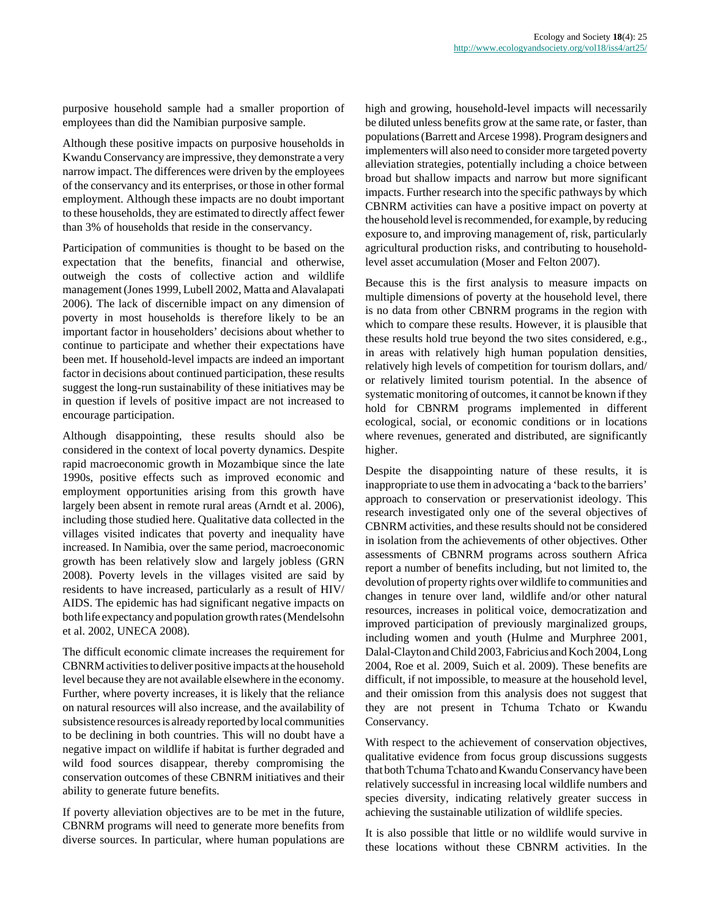purposive household sample had a smaller proportion of employees than did the Namibian purposive sample.

Although these positive impacts on purposive households in Kwandu Conservancy are impressive, they demonstrate a very narrow impact. The differences were driven by the employees of the conservancy and its enterprises, or those in other formal employment. Although these impacts are no doubt important to these households, they are estimated to directly affect fewer than 3% of households that reside in the conservancy.

Participation of communities is thought to be based on the expectation that the benefits, financial and otherwise, outweigh the costs of collective action and wildlife management (Jones 1999, Lubell 2002, Matta and Alavalapati 2006). The lack of discernible impact on any dimension of poverty in most households is therefore likely to be an important factor in householders' decisions about whether to continue to participate and whether their expectations have been met. If household-level impacts are indeed an important factor in decisions about continued participation, these results suggest the long-run sustainability of these initiatives may be in question if levels of positive impact are not increased to encourage participation.

Although disappointing, these results should also be considered in the context of local poverty dynamics. Despite rapid macroeconomic growth in Mozambique since the late 1990s, positive effects such as improved economic and employment opportunities arising from this growth have largely been absent in remote rural areas (Arndt et al. 2006), including those studied here. Qualitative data collected in the villages visited indicates that poverty and inequality have increased. In Namibia, over the same period, macroeconomic growth has been relatively slow and largely jobless (GRN 2008). Poverty levels in the villages visited are said by residents to have increased, particularly as a result of HIV/AIDS. The epidemic has had significant negative impacts on both life expectancy and population growth rates (Mendelsohn et al. 2002, UNECA 2008).

The difficult economic climate increases the requirement for CBNRM activities to deliver positive impacts at the household level because they are not available elsewhere in the economy. Further, where poverty increases, it is likely that the reliance on natural resources will also increase, and the availability of subsistence resources is already reported by local communities to be declining in both countries. This will no doubt have a negative impact on wildlife if habitat is further degraded and wild food sources disappear, thereby compromising the conservation outcomes of these CBNRM initiatives and their ability to generate future benefits.

If poverty alleviation objectives are to be met in the future, CBNRM programs will need to generate more benefits from diverse sources. In particular, where human populations are high and growing, household-level impacts will necessarily be diluted unless benefits grow at the same rate, or faster, than populations (Barrett and Arcese 1998). Program designers and implementers will also need to consider more targeted poverty alleviation strategies, potentially including a choice between broad but shallow impacts and narrow but more significant impacts. Further research into the specific pathways by which CBNRM activities can have a positive impact on poverty at the household level is recommended, for example, by reducing exposure to, and improving management of, risk, particularly agricultural production risks, and contributing to household-level asset accumulation (Moser and Felton 2007).

Because this is the first analysis to measure impacts on multiple dimensions of poverty at the household level, there is no data from other CBNRM programs in the region with which to compare these results. However, it is plausible that these results hold true beyond the two sites considered, e.g., in areas with relatively high human population densities, relatively high levels of competition for tourism dollars, and/or relatively limited tourism potential. In the absence of systematic monitoring of outcomes, it cannot be known if they hold for CBNRM programs implemented in different ecological, social, or economic conditions or in locations where revenues, generated and distributed, are significantly higher.

Despite the disappointing nature of these results, it is inappropriate to use them in advocating a 'back to the barriers' approach to conservation or preservationist ideology. This research investigated only one of the several objectives of CBNRM activities, and these results should not be considered in isolation from the achievements of other objectives. Other assessments of CBNRM programs across southern Africa report a number of benefits including, but not limited to, the devolution of property rights over wildlife to communities and changes in tenure over land, wildlife and/or other natural resources, increases in political voice, democratization and improved participation of previously marginalized groups, including women and youth (Hulme and Murphree 2001, Dalal-Clayton and Child 2003, Fabricius and Koch 2004, Long 2004, Roe et al. 2009, Suich et al. 2009). These benefits are difficult, if not impossible, to measure at the household level, and their omission from this analysis does not suggest that they are not present in Tchuma Tchato or Kwandu Conservancy.

With respect to the achievement of conservation objectives, qualitative evidence from focus group discussions suggests that both Tchuma Tchato and Kwandu Conservancy have been relatively successful in increasing local wildlife numbers and species diversity, indicating relatively greater success in achieving the sustainable utilization of wildlife species.

It is also possible that little or no wildlife would survive in these locations without these CBNRM activities. In the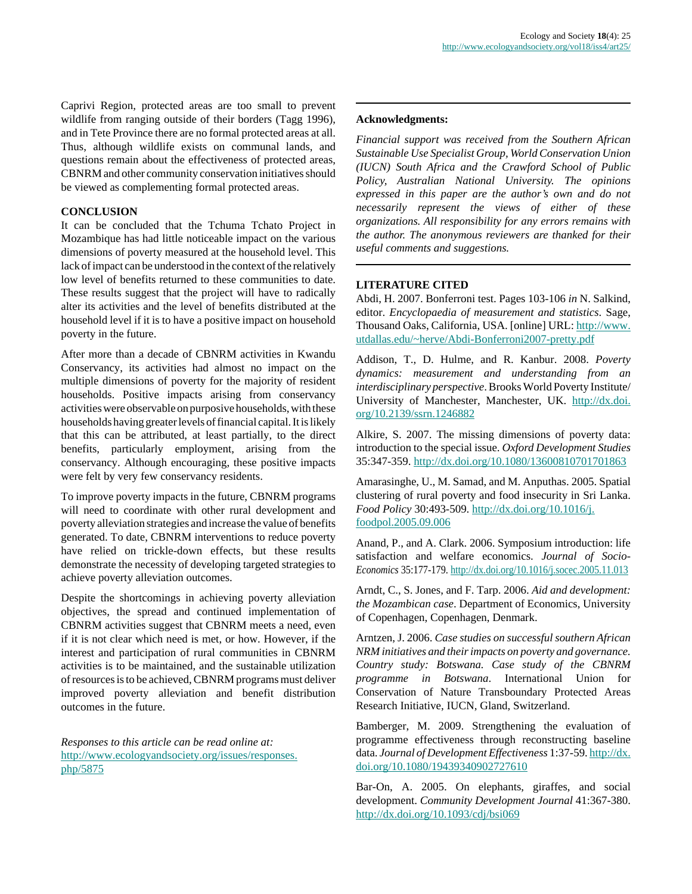Caprivi Region, protected areas are too small to prevent wildlife from ranging outside of their borders (Tagg 1996), and in Tete Province there are no formal protected areas at all. Thus, although wildlife exists on communal lands, and questions remain about the effectiveness of protected areas, CBNRM and other community conservation initiatives should be viewed as complementing formal protected areas.

## CONCLUSION

It can be concluded that the Tchuma Tchato Project in Mozambique has had little noticeable impact on the various dimensions of poverty measured at the household level. This lack of impact can be understood in the context of the relatively low level of benefits returned to these communities to date. These results suggest that the project will have to radically alter its activities and the level of benefits distributed at the household level if it is to have a positive impact on household poverty in the future.

After more than a decade of CBNRM activities in Kwandu Conservancy, its activities had almost no impact on the multiple dimensions of poverty for the majority of resident households. Positive impacts arising from conservancy activities were observable on purposive households, with these households having greater levels of financial capital. It is likely that this can be attributed, at least partially, to the direct benefits, particularly employment, arising from the conservancy. Although encouraging, these positive impacts were felt by very few conservancy residents.

To improve poverty impacts in the future, CBNRM programs will need to coordinate with other rural development and poverty alleviation strategies and increase the value of benefits generated. To date, CBNRM interventions to reduce poverty have relied on trickle-down effects, but these results demonstrate the necessity of developing targeted strategies to achieve poverty alleviation outcomes.

Despite the shortcomings in achieving poverty alleviation objectives, the spread and continued implementation of CBNRM activities suggest that CBNRM meets a need, even if it is not clear which need is met, or how. However, if the interest and participation of rural communities in CBNRM activities is to be maintained, and the sustainable utilization of resources is to be achieved, CBNRM programs must deliver improved poverty alleviation and benefit distribution outcomes in the future.

*Responses to this article can be read online at:*
http://www.ecologyandsociety.org/issues/responses.php/5875

**Acknowledgments:**

*Financial support was received from the Southern African Sustainable Use Specialist Group, World Conservation Union (IUCN) South Africa and the Crawford School of Public Policy, Australian National University. The opinions expressed in this paper are the author's own and do not necessarily represent the views of either of these organizations. All responsibility for any errors remains with the author. The anonymous reviewers are thanked for their useful comments and suggestions.*

## LITERATURE CITED

Abdi, H. 2007. Bonferroni test. Pages 103-106 *in* N. Salkind, editor. *Encyclopaedia of measurement and statistics*. Sage, Thousand Oaks, California, USA. [online] URL: http://www.utdallas.edu/~herve/Abdi-Bonferroni2007-pretty.pdf

Addison, T., D. Hulme, and R. Kanbur. 2008. *Poverty dynamics: measurement and understanding from an interdisciplinary perspective*. Brooks World Poverty Institute/University of Manchester, Manchester, UK. http://dx.doi.org/10.2139/ssrn.1246882

Alkire, S. 2007. The missing dimensions of poverty data: introduction to the special issue. *Oxford Development Studies* 35:347-359. http://dx.doi.org/10.1080/13600810701701863

Amarasinghe, U., M. Samad, and M. Anputhas. 2005. Spatial clustering of rural poverty and food insecurity in Sri Lanka. *Food Policy* 30:493-509. http://dx.doi.org/10.1016/j.foodpol.2005.09.006

Anand, P., and A. Clark. 2006. Symposium introduction: life satisfaction and welfare economics. *Journal of Socio-Economics* 35:177-179. http://dx.doi.org/10.1016/j.socec.2005.11.013

Arndt, C., S. Jones, and F. Tarp. 2006. *Aid and development: the Mozambican case*. Department of Economics, University of Copenhagen, Copenhagen, Denmark.

Arntzen, J. 2006. *Case studies on successful southern African NRM initiatives and their impacts on poverty and governance. Country study: Botswana. Case study of the CBNRM programme in Botswana*. International Union for Conservation of Nature Transboundary Protected Areas Research Initiative, IUCN, Gland, Switzerland.

Bamberger, M. 2009. Strengthening the evaluation of programme effectiveness through reconstructing baseline data. *Journal of Development Effectiveness* 1:37-59. http://dx.doi.org/10.1080/19439340902727610

Bar-On, A. 2005. On elephants, giraffes, and social development. *Community Development Journal* 41:367-380. http://dx.doi.org/10.1093/cdj/bsi069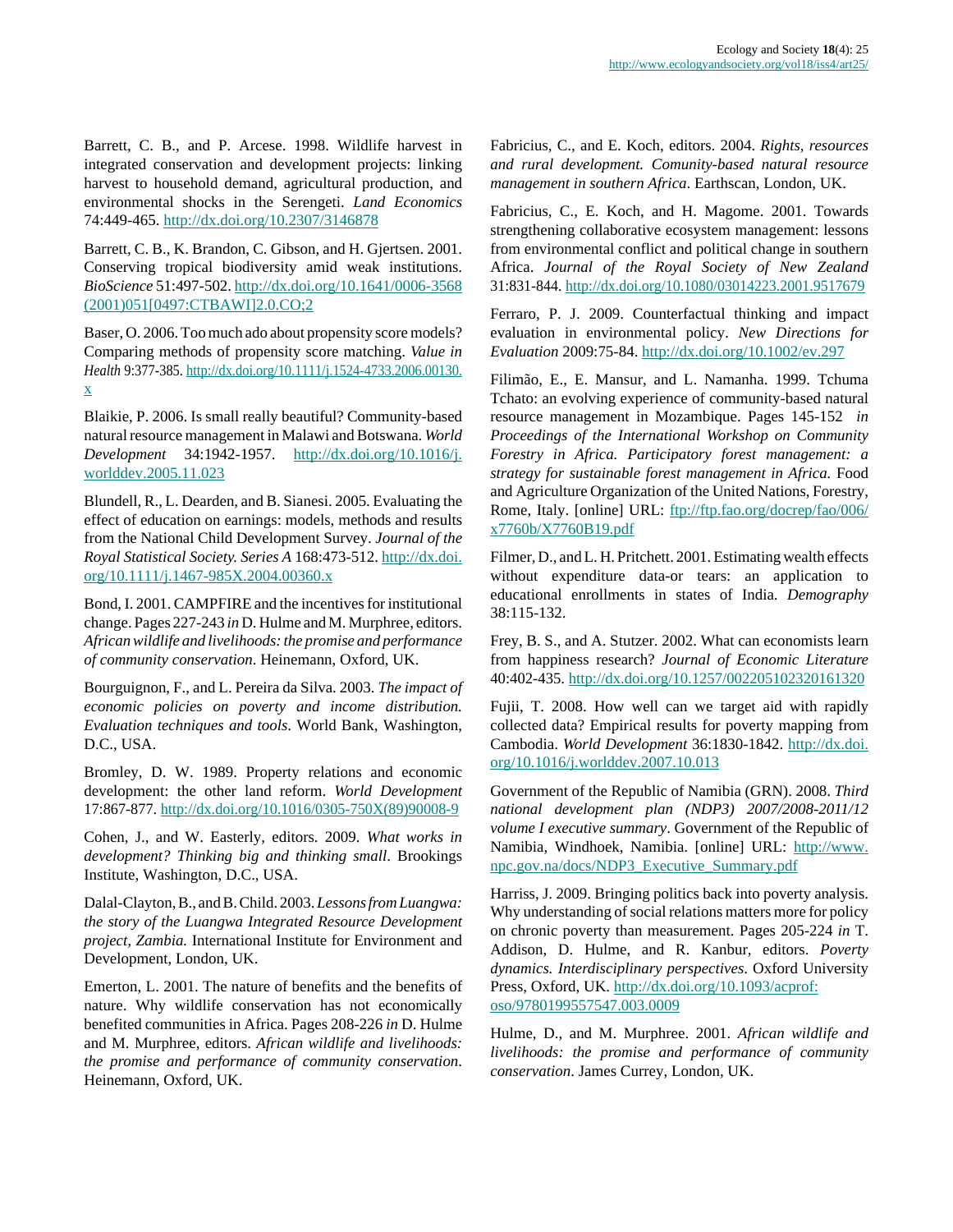Barrett, C. B., and P. Arcese. 1998. Wildlife harvest in integrated conservation and development projects: linking harvest to household demand, agricultural production, and environmental shocks in the Serengeti. *Land Economics* 74:449-465. http://dx.doi.org/10.2307/3146878

Barrett, C. B., K. Brandon, C. Gibson, and H. Gjertsen. 2001. Conserving tropical biodiversity amid weak institutions. *BioScience* 51:497-502. http://dx.doi.org/10.1641/0006-3568(2001)051[0497:CTBAWI]2.0.CO;2

Baser, O. 2006. Too much ado about propensity score models? Comparing methods of propensity score matching. *Value in Health* 9:377-385. http://dx.doi.org/10.1111/j.1524-4733.2006.00130.x

Blaikie, P. 2006. Is small really beautiful? Community-based natural resource management in Malawi and Botswana. *World Development* 34:1942-1957. http://dx.doi.org/10.1016/j.worlddev.2005.11.023

Blundell, R., L. Dearden, and B. Sianesi. 2005. Evaluating the effect of education on earnings: models, methods and results from the National Child Development Survey. *Journal of the Royal Statistical Society. Series A* 168:473-512. http://dx.doi.org/10.1111/j.1467-985X.2004.00360.x

Bond, I. 2001. CAMPFIRE and the incentives for institutional change. Pages 227-243 *in* D. Hulme and M. Murphree, editors. *African wildlife and livelihoods: the promise and performance of community conservation*. Heinemann, Oxford, UK.

Bourguignon, F., and L. Pereira da Silva. 2003. *The impact of economic policies on poverty and income distribution. Evaluation techniques and tools*. World Bank, Washington, D.C., USA.

Bromley, D. W. 1989. Property relations and economic development: the other land reform. *World Development* 17:867-877. http://dx.doi.org/10.1016/0305-750X(89)90008-9

Cohen, J., and W. Easterly, editors. 2009. *What works in development? Thinking big and thinking small*. Brookings Institute, Washington, D.C., USA.

Dalal-Clayton, B., and B. Child. 2003. *Lessons from Luangwa: the story of the Luangwa Integrated Resource Development project, Zambia.* International Institute for Environment and Development, London, UK.

Emerton, L. 2001. The nature of benefits and the benefits of nature. Why wildlife conservation has not economically benefited communities in Africa. Pages 208-226 *in* D. Hulme and M. Murphree, editors. *African wildlife and livelihoods: the promise and performance of community conservation*. Heinemann, Oxford, UK.

Fabricius, C., and E. Koch, editors. 2004. *Rights, resources and rural development. Comunity-based natural resource management in southern Africa*. Earthscan, London, UK.

Fabricius, C., E. Koch, and H. Magome. 2001. Towards strengthening collaborative ecosystem management: lessons from environmental conflict and political change in southern Africa. *Journal of the Royal Society of New Zealand* 31:831-844. http://dx.doi.org/10.1080/03014223.2001.9517679

Ferraro, P. J. 2009. Counterfactual thinking and impact evaluation in environmental policy. *New Directions for Evaluation* 2009:75-84. http://dx.doi.org/10.1002/ev.297

Filimão, E., E. Mansur, and L. Namanha. 1999. Tchuma Tchato: an evolving experience of community-based natural resource management in Mozambique. Pages 145-152 *in Proceedings of the International Workshop on Community Forestry in Africa. Participatory forest management: a strategy for sustainable forest management in Africa.* Food and Agriculture Organization of the United Nations, Forestry, Rome, Italy. [online] URL: ftp://ftp.fao.org/docrep/fao/006/x7760b/X7760B19.pdf

Filmer, D., and L. H. Pritchett. 2001. Estimating wealth effects without expenditure data-or tears: an application to educational enrollments in states of India. *Demography* 38:115-132.

Frey, B. S., and A. Stutzer. 2002. What can economists learn from happiness research? *Journal of Economic Literature* 40:402-435. http://dx.doi.org/10.1257/002205102320161320

Fujii, T. 2008. How well can we target aid with rapidly collected data? Empirical results for poverty mapping from Cambodia. *World Development* 36:1830-1842. http://dx.doi.org/10.1016/j.worlddev.2007.10.013

Government of the Republic of Namibia (GRN). 2008. *Third national development plan (NDP3) 2007/2008-2011/12 volume I executive summary*. Government of the Republic of Namibia, Windhoek, Namibia. [online] URL: http://www.npc.gov.na/docs/NDP3_Executive_Summary.pdf

Harriss, J. 2009. Bringing politics back into poverty analysis. Why understanding of social relations matters more for policy on chronic poverty than measurement. Pages 205-224 *in* T. Addison, D. Hulme, and R. Kanbur, editors. *Poverty dynamics. Interdisciplinary perspectives*. Oxford University Press, Oxford, UK. http://dx.doi.org/10.1093/acprof:oso/9780199557547.003.0009

Hulme, D., and M. Murphree. 2001. *African wildlife and livelihoods: the promise and performance of community conservation*. James Currey, London, UK.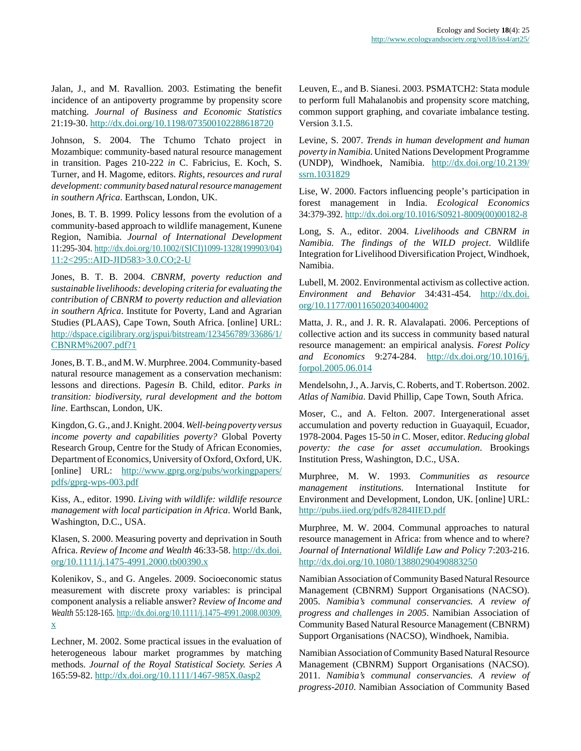Jalan, J., and M. Ravallion. 2003. Estimating the benefit incidence of an antipoverty programme by propensity score matching. *Journal of Business and Economic Statistics* 21:19-30. http://dx.doi.org/10.1198/073500102288618720

Johnson, S. 2004. The Tchumo Tchato project in Mozambique: community-based natural resource management in transition. Pages 210-222 *in* C. Fabricius, E. Koch, S. Turner, and H. Magome, editors. *Rights, resources and rural development: community based natural resource management in southern Africa*. Earthscan, London, UK.

Jones, B. T. B. 1999. Policy lessons from the evolution of a community-based approach to wildlife management, Kunene Region, Namibia. *Journal of International Development* 11:295-304. http://dx.doi.org/10.1002/(SICI)1099-1328(199903/04)11:2<295::AID-JID583>3.0.CO;2-U

Jones, B. T. B. 2004. *CBNRM, poverty reduction and sustainable livelihoods: developing criteria for evaluating the contribution of CBNRM to poverty reduction and alleviation in southern Africa*. Institute for Poverty, Land and Agrarian Studies (PLAAS), Cape Town, South Africa. [online] URL: http://dspace.cigilibrary.org/jspui/bitstream/123456789/33686/1/CBNRM%2007.pdf?1

Jones, B. T. B., and M. W. Murphree. 2004. Community-based natural resource management as a conservation mechanism: lessons and directions. Pages*in* B. Child, editor. *Parks in transition: biodiversity, rural development and the bottom line*. Earthscan, London, UK.

Kingdon, G. G., and J. Knight. 2004. *Well-being poverty versus income poverty and capabilities poverty?* Global Poverty Research Group, Centre for the Study of African Economies, Department of Economics, University of Oxford, Oxford, UK. [online] URL: http://www.gprg.org/pubs/workingpapers/pdfs/gprg-wps-003.pdf

Kiss, A., editor. 1990. *Living with wildlife: wildlife resource management with local participation in Africa*. World Bank, Washington, D.C., USA.

Klasen, S. 2000. Measuring poverty and deprivation in South Africa. *Review of Income and Wealth* 46:33-58. http://dx.doi.org/10.1111/j.1475-4991.2000.tb00390.x

Kolenikov, S., and G. Angeles. 2009. Socioeconomic status measurement with discrete proxy variables: is principal component analysis a reliable answer? *Review of Income and Wealth* 55:128-165. http://dx.doi.org/10.1111/j.1475-4991.2008.00309.x

Lechner, M. 2002. Some practical issues in the evaluation of heterogeneous labour market programmes by matching methods. *Journal of the Royal Statistical Society. Series A* 165:59-82. http://dx.doi.org/10.1111/1467-985X.0asp2

Leuven, E., and B. Sianesi. 2003. PSMATCH2: Stata module to perform full Mahalanobis and propensity score matching, common support graphing, and covariate imbalance testing. Version 3.1.5.

Levine, S. 2007. *Trends in human development and human poverty in Namibia*. United Nations Development Programme (UNDP), Windhoek, Namibia. http://dx.doi.org/10.2139/ssrn.1031829

Lise, W. 2000. Factors influencing people's participation in forest management in India. *Ecological Economics* 34:379-392. http://dx.doi.org/10.1016/S0921-8009(00)00182-8

Long, S. A., editor. 2004. *Livelihoods and CBNRM in Namibia. The findings of the WILD project*. Wildlife Integration for Livelihood Diversification Project, Windhoek, Namibia.

Lubell, M. 2002. Environmental activism as collective action. *Environment and Behavior* 34:431-454. http://dx.doi.org/10.1177/00116502034004002

Matta, J. R., and J. R. R. Alavalapati. 2006. Perceptions of collective action and its success in community based natural resource management: an empirical analysis. *Forest Policy and Economics* 9:274-284. http://dx.doi.org/10.1016/j.forpol.2005.06.014

Mendelsohn, J., A. Jarvis, C. Roberts, and T. Robertson. 2002. *Atlas of Namibia*. David Phillip, Cape Town, South Africa.

Moser, C., and A. Felton. 2007. Intergenerational asset accumulation and poverty reduction in Guayaquil, Ecuador, 1978-2004. Pages 15-50 *in* C. Moser, editor. *Reducing global poverty: the case for asset accumulation*. Brookings Institution Press, Washington, D.C., USA.

Murphree, M. W. 1993. *Communities as resource management institutions*. International Institute for Environment and Development, London, UK. [online] URL: http://pubs.iied.org/pdfs/8284IIED.pdf

Murphree, M. W. 2004. Communal approaches to natural resource management in Africa: from whence and to where? *Journal of International Wildlife Law and Policy* 7:203-216. http://dx.doi.org/10.1080/13880290490883250

Namibian Association of Community Based Natural Resource Management (CBNRM) Support Organisations (NACSO). 2005. *Namibia's communal conservancies. A review of progress and challenges in 2005*. Namibian Association of Community Based Natural Resource Management (CBNRM) Support Organisations (NACSO), Windhoek, Namibia.

Namibian Association of Community Based Natural Resource Management (CBNRM) Support Organisations (NACSO). 2011. *Namibia's communal conservancies. A review of progress-2010*. Namibian Association of Community Based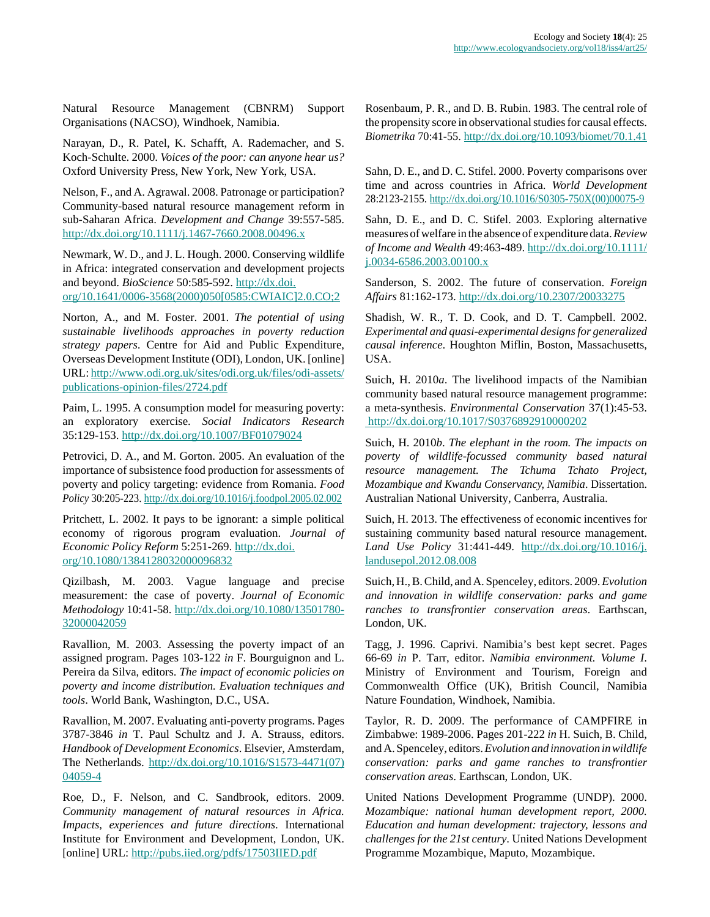Natural Resource Management (CBNRM) Support Organisations (NACSO), Windhoek, Namibia.

Narayan, D., R. Patel, K. Schafft, A. Rademacher, and S. Koch-Schulte. 2000. *Voices of the poor: can anyone hear us?* Oxford University Press, New York, New York, USA.

Nelson, F., and A. Agrawal. 2008. Patronage or participation? Community-based natural resource management reform in sub-Saharan Africa. *Development and Change* 39:557-585. http://dx.doi.org/10.1111/j.1467-7660.2008.00496.x

Newmark, W. D., and J. L. Hough. 2000. Conserving wildlife in Africa: integrated conservation and development projects and beyond. *BioScience* 50:585-592. http://dx.doi.org/10.1641/0006-3568(2000)050[0585:CWIAIC]2.0.CO;2

Norton, A., and M. Foster. 2001. *The potential of using sustainable livelihoods approaches in poverty reduction strategy papers*. Centre for Aid and Public Expenditure, Overseas Development Institute (ODI), London, UK. [online] URL: http://www.odi.org.uk/sites/odi.org.uk/files/odi-assets/publications-opinion-files/2724.pdf

Paim, L. 1995. A consumption model for measuring poverty: an exploratory exercise. *Social Indicators Research* 35:129-153. http://dx.doi.org/10.1007/BF01079024

Petrovici, D. A., and M. Gorton. 2005. An evaluation of the importance of subsistence food production for assessments of poverty and policy targeting: evidence from Romania. *Food Policy* 30:205-223. http://dx.doi.org/10.1016/j.foodpol.2005.02.002

Pritchett, L. 2002. It pays to be ignorant: a simple political economy of rigorous program evaluation. *Journal of Economic Policy Reform* 5:251-269. http://dx.doi.org/10.1080/1384128032000096832

Qizilbash, M. 2003. Vague language and precise measurement: the case of poverty. *Journal of Economic Methodology* 10:41-58. http://dx.doi.org/10.1080/13501780-32000042059

Ravallion, M. 2003. Assessing the poverty impact of an assigned program. Pages 103-122 *in* F. Bourguignon and L. Pereira da Silva, editors. *The impact of economic policies on poverty and income distribution. Evaluation techniques and tools*. World Bank, Washington, D.C., USA.

Ravallion, M. 2007. Evaluating anti-poverty programs. Pages 3787-3846 *in* T. Paul Schultz and J. A. Strauss, editors. *Handbook of Development Economics*. Elsevier, Amsterdam, The Netherlands. http://dx.doi.org/10.1016/S1573-4471(07)04059-4

Roe, D., F. Nelson, and C. Sandbrook, editors. 2009. *Community management of natural resources in Africa. Impacts, experiences and future directions*. International Institute for Environment and Development, London, UK. [online] URL: http://pubs.iied.org/pdfs/17503IIED.pdf

Rosenbaum, P. R., and D. B. Rubin. 1983. The central role of the propensity score in observational studies for causal effects. *Biometrika* 70:41-55. http://dx.doi.org/10.1093/biomet/70.1.41

Sahn, D. E., and D. C. Stifel. 2000. Poverty comparisons over time and across countries in Africa. *World Development* 28:2123-2155. http://dx.doi.org/10.1016/S0305-750X(00)00075-9

Sahn, D. E., and D. C. Stifel. 2003. Exploring alternative measures of welfare in the absence of expenditure data. *Review of Income and Wealth* 49:463-489. http://dx.doi.org/10.1111/j.0034-6586.2003.00100.x

Sanderson, S. 2002. The future of conservation. *Foreign Affairs* 81:162-173. http://dx.doi.org/10.2307/20033275

Shadish, W. R., T. D. Cook, and D. T. Campbell. 2002. *Experimental and quasi-experimental designs for generalized causal inference*. Houghton Miflin, Boston, Massachusetts, USA.

Suich, H. 2010*a*. The livelihood impacts of the Namibian community based natural resource management programme: a meta-synthesis. *Environmental Conservation* 37(1):45-53. http://dx.doi.org/10.1017/S0376892910000202

Suich, H. 2010*b*. *The elephant in the room. The impacts on poverty of wildlife-focussed community based natural resource management. The Tchuma Tchato Project, Mozambique and Kwandu Conservancy, Namibia*. Dissertation. Australian National University, Canberra, Australia.

Suich, H. 2013. The effectiveness of economic incentives for sustaining community based natural resource management. *Land Use Policy* 31:441-449. http://dx.doi.org/10.1016/j.landusepol.2012.08.008

Suich, H., B. Child, and A. Spenceley, editors. 2009. *Evolution and innovation in wildlife conservation: parks and game ranches to transfrontier conservation areas*. Earthscan, London, UK.

Tagg, J. 1996. Caprivi. Namibia's best kept secret. Pages 66-69 *in* P. Tarr, editor. *Namibia environment. Volume I*. Ministry of Environment and Tourism, Foreign and Commonwealth Office (UK), British Council, Namibia Nature Foundation, Windhoek, Namibia.

Taylor, R. D. 2009. The performance of CAMPFIRE in Zimbabwe: 1989-2006. Pages 201-222 *in* H. Suich, B. Child, and A. Spenceley, editors. *Evolution and innovation in wildlife conservation: parks and game ranches to transfrontier conservation areas*. Earthscan, London, UK.

United Nations Development Programme (UNDP). 2000. *Mozambique: national human development report, 2000. Education and human development: trajectory, lessons and challenges for the 21st century*. United Nations Development Programme Mozambique, Maputo, Mozambique.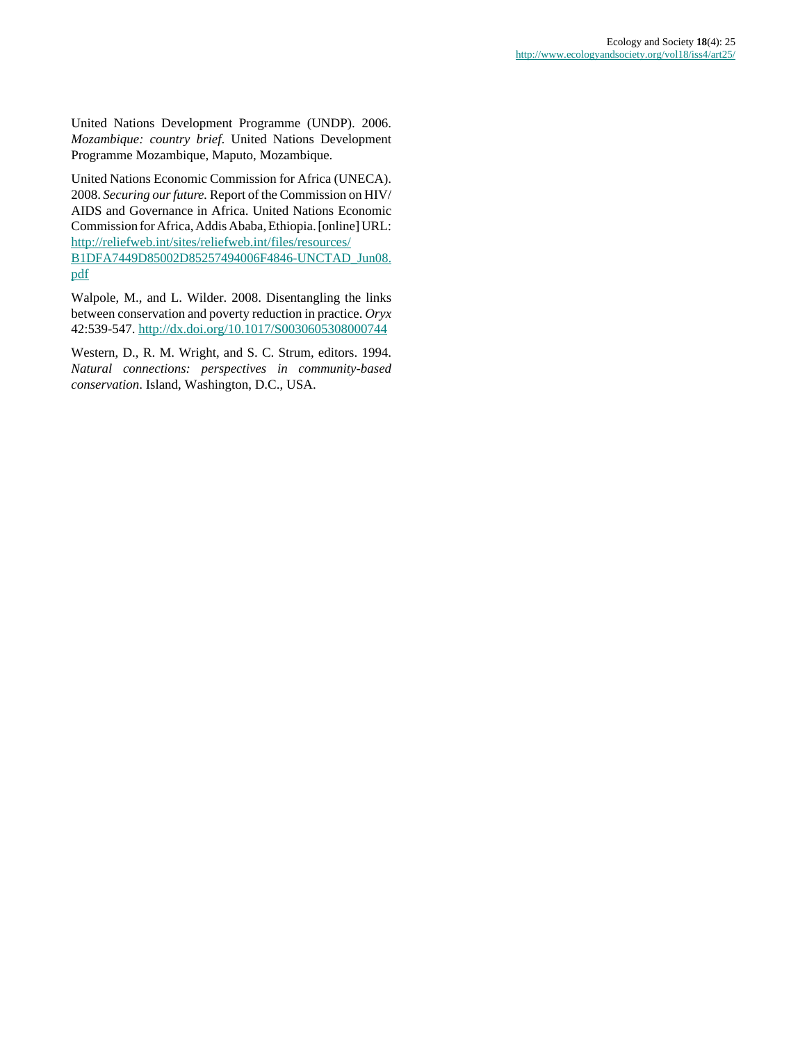United Nations Development Programme (UNDP). 2006. *Mozambique: country brief*. United Nations Development Programme Mozambique, Maputo, Mozambique.

United Nations Economic Commission for Africa (UNECA). 2008. *Securing our future.* Report of the Commission on HIV/AIDS and Governance in Africa. United Nations Economic Commission for Africa, Addis Ababa, Ethiopia. [online] URL: http://reliefweb.int/sites/reliefweb.int/files/resources/B1DFA7449D85002D85257494006F4846-UNCTAD_Jun08.pdf

Walpole, M., and L. Wilder. 2008. Disentangling the links between conservation and poverty reduction in practice. *Oryx* 42:539-547. http://dx.doi.org/10.1017/S0030605308000744

Western, D., R. M. Wright, and S. C. Strum, editors. 1994. *Natural connections: perspectives in community-based conservation*. Island, Washington, D.C., USA.